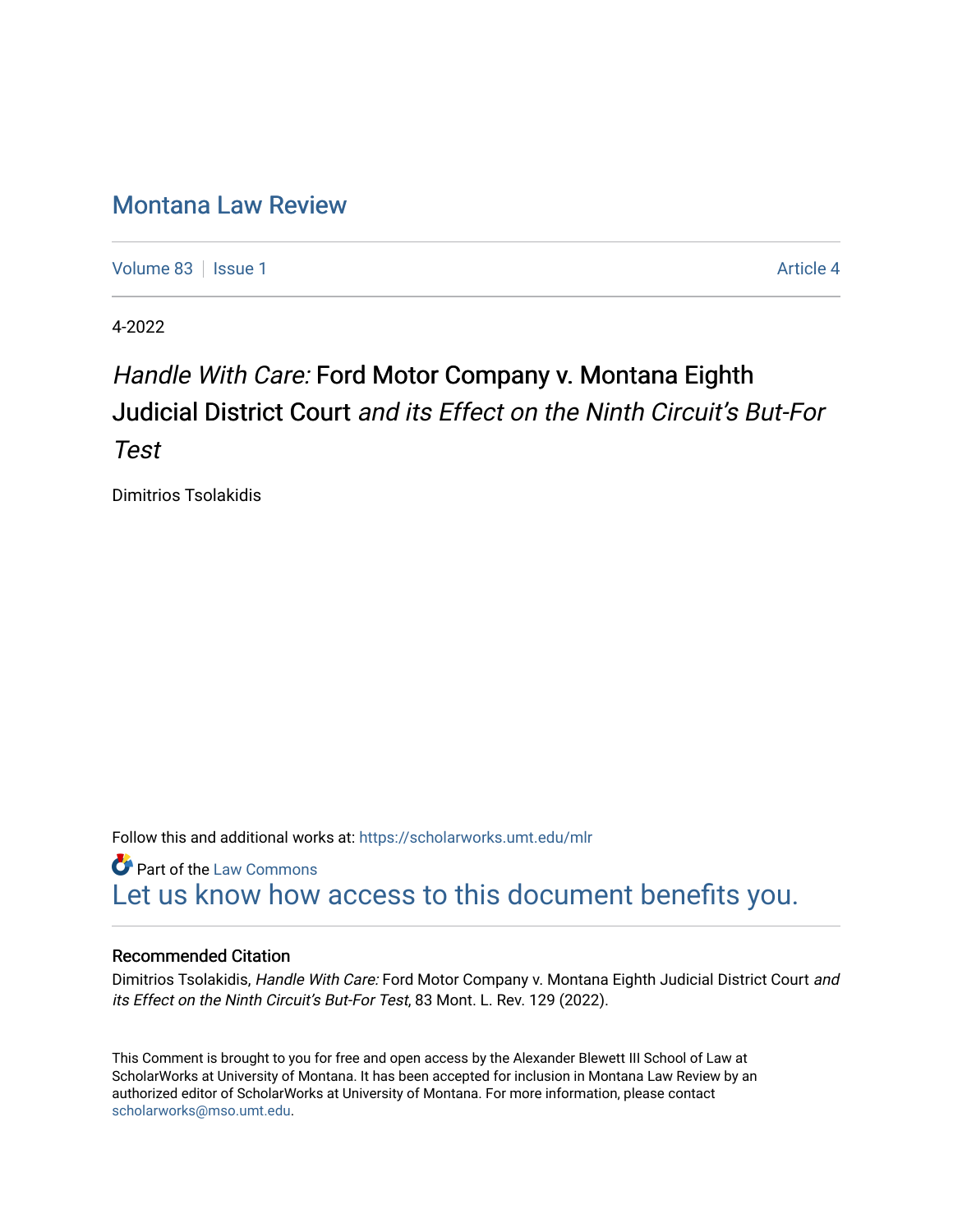# Montana Law Review

Volume 83 | Issue 1 | Article 4

4-2022

# *Handle With Care:* Ford Motor Company v. Montana Eighth Judicial District Court *and its Effect on the Ninth Circuit's But-For Test*

Dimitrios Tsolakidis

Follow this and additional works at: https://scholarworks.umt.edu/mlr

Part of the Law Commons

Let us know how access to this document benefits you.

### Recommended Citation

Dimitrios Tsolakidis, *Handle With Care:* Ford Motor Company v. Montana Eighth Judicial District Court *and its Effect on the Ninth Circuit's But-For Test*, 83 Mont. L. Rev. 129 (2022).

This Comment is brought to you for free and open access by the Alexander Blewett III School of Law at ScholarWorks at University of Montana. It has been accepted for inclusion in Montana Law Review by an authorized editor of ScholarWorks at University of Montana. For more information, please contact scholarworks@mso.umt.edu.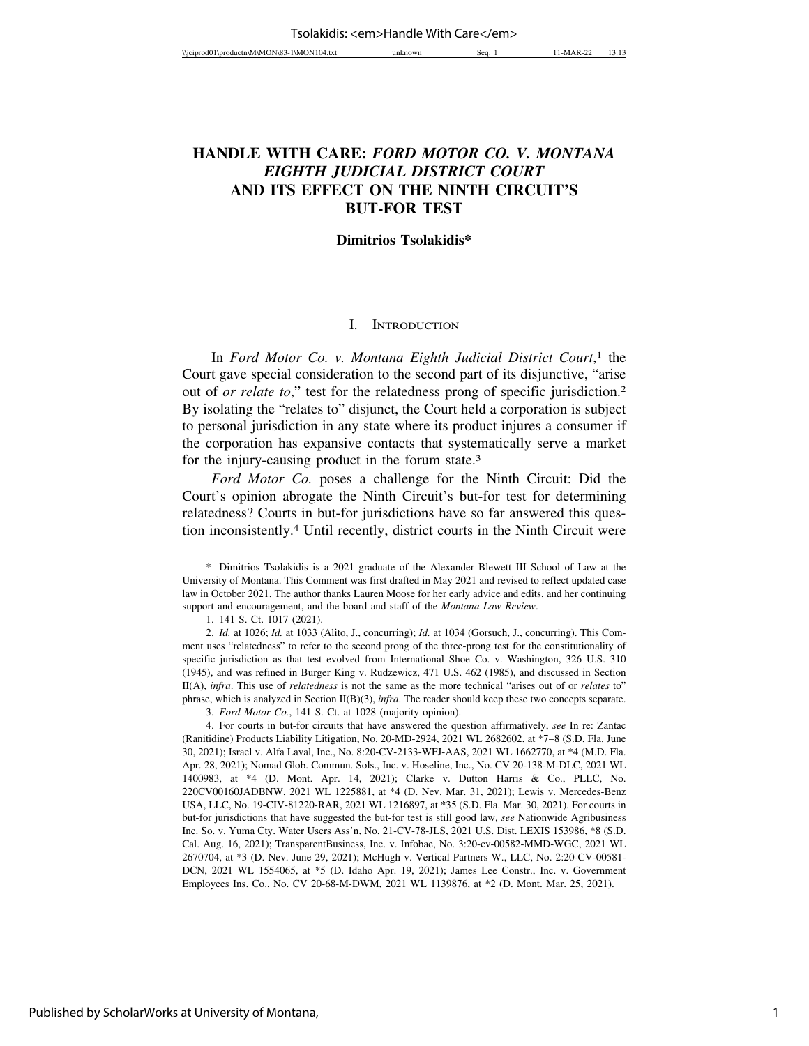# HANDLE WITH CARE: *FORD MOTOR CO. V. MONTANA EIGHTH JUDICIAL DISTRICT COURT* AND ITS EFFECT ON THE NINTH CIRCUIT'S BUT-FOR TEST

**Dimitrios Tsolakidis***

## I. INTRODUCTION

In *Ford Motor Co. v. Montana Eighth Judicial District Court*,[1] the Court gave special consideration to the second part of its disjunctive, "arise out of *or relate to*," test for the relatedness prong of specific jurisdiction.[2] By isolating the "relates to" disjunct, the Court held a corporation is subject to personal jurisdiction in any state where its product injures a consumer if the corporation has expansive contacts that systematically serve a market for the injury-causing product in the forum state.[3]

*Ford Motor Co.* poses a challenge for the Ninth Circuit: Did the Court's opinion abrogate the Ninth Circuit's but-for test for determining relatedness? Courts in but-for jurisdictions have so far answered this question inconsistently.[4] Until recently, district courts in the Ninth Circuit were

---

\* Dimitrios Tsolakidis is a 2021 graduate of the Alexander Blewett III School of Law at the University of Montana. This Comment was first drafted in May 2021 and revised to reflect updated case law in October 2021. The author thanks Lauren Moose for her early advice and edits, and her continuing support and encouragement, and the board and staff of the *Montana Law Review*.

1. 141 S. Ct. 1017 (2021).

2. *Id.* at 1026; *Id.* at 1033 (Alito, J., concurring); *Id.* at 1034 (Gorsuch, J., concurring). This Comment uses "relatedness" to refer to the second prong of the three-prong test for the constitutionality of specific jurisdiction as that test evolved from International Shoe Co. v. Washington, 326 U.S. 310 (1945), and was refined in Burger King v. Rudzewicz, 471 U.S. 462 (1985), and discussed in Section II(A), *infra*. This use of *relatedness* is not the same as the more technical "arises out of or *relates* to" phrase, which is analyzed in Section II(B)(3), *infra*. The reader should keep these two concepts separate.

3. *Ford Motor Co.*, 141 S. Ct. at 1028 (majority opinion).

4. For courts in but-for circuits that have answered the question affirmatively, *see* In re: Zantac (Ranitidine) Products Liability Litigation, No. 20-MD-2924, 2021 WL 2682602, at *7–8 (S.D. Fla. June 30, 2021); Israel v. Alfa Laval, Inc., No. 8:20-CV-2133-WFJ-AAS, 2021 WL 1662770, at *4 (M.D. Fla. Apr. 28, 2021); Nomad Glob. Commun. Sols., Inc. v. Hoseline, Inc., No. CV 20-138-M-DLC, 2021 WL 1400983, at *4 (D. Mont. Apr. 14, 2021); Clarke v. Dutton Harris & Co., PLLC, No. 220CV00160JADBNW, 2021 WL 1225881, at *4 (D. Nev. Mar. 31, 2021); Lewis v. Mercedes-Benz USA, LLC, No. 19-CIV-81220-RAR, 2021 WL 1216897, at *35 (S.D. Fla. Mar. 30, 2021). For courts in but-for jurisdictions that have suggested the but-for test is still good law, *see* Nationwide Agribusiness Inc. So. v. Yuma Cty. Water Users Ass'n, No. 21-CV-78-JLS, 2021 U.S. Dist. LEXIS 153986, *8 (S.D. Cal. Aug. 16, 2021); TransparentBusiness, Inc. v. Infobae, No. 3:20-cv-00582-MMD-WGC, 2021 WL 2670704, at *3 (D. Nev. June 29, 2021); McHugh v. Vertical Partners W., LLC, No. 2:20-CV-00581-DCN, 2021 WL 1554065, at *5 (D. Idaho Apr. 19, 2021); James Lee Constr., Inc. v. Government Employees Ins. Co., No. CV 20-68-M-DWM, 2021 WL 1139876, at *2 (D. Mont. Mar. 25, 2021).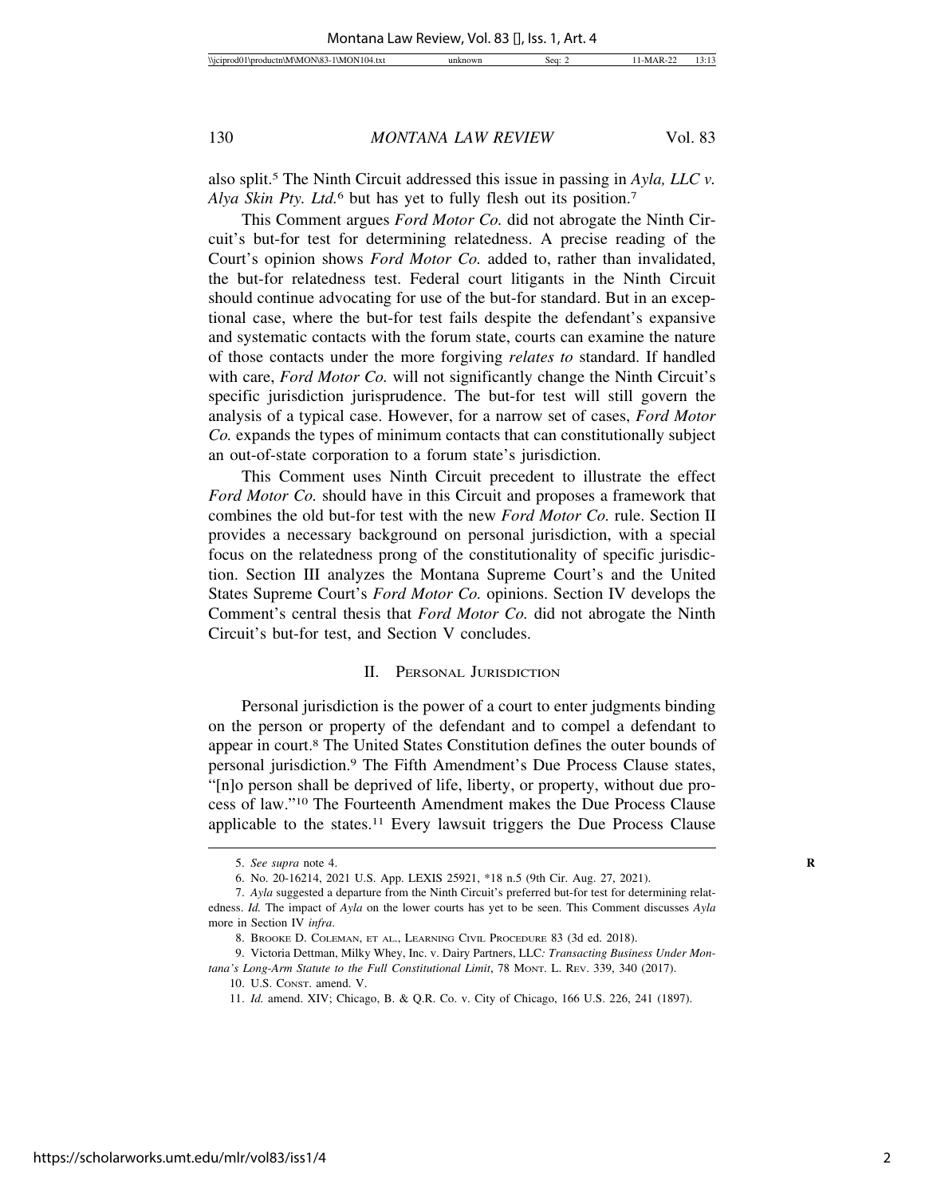also split.[5] The Ninth Circuit addressed this issue in passing in *Ayla, LLC v. Alya Skin Pty. Ltd.*[6] but has yet to fully flesh out its position.[7]

This Comment argues *Ford Motor Co.* did not abrogate the Ninth Circuit's but-for test for determining relatedness. A precise reading of the Court's opinion shows *Ford Motor Co.* added to, rather than invalidated, the but-for relatedness test. Federal court litigants in the Ninth Circuit should continue advocating for use of the but-for standard. But in an exceptional case, where the but-for test fails despite the defendant's expansive and systematic contacts with the forum state, courts can examine the nature of those contacts under the more forgiving *relates to* standard. If handled with care, *Ford Motor Co.* will not significantly change the Ninth Circuit's specific jurisdiction jurisprudence. The but-for test will still govern the analysis of a typical case. However, for a narrow set of cases, *Ford Motor Co.* expands the types of minimum contacts that can constitutionally subject an out-of-state corporation to a forum state's jurisdiction.

This Comment uses Ninth Circuit precedent to illustrate the effect *Ford Motor Co.* should have in this Circuit and proposes a framework that combines the old but-for test with the new *Ford Motor Co.* rule. Section II provides a necessary background on personal jurisdiction, with a special focus on the relatedness prong of the constitutionality of specific jurisdiction. Section III analyzes the Montana Supreme Court's and the United States Supreme Court's *Ford Motor Co.* opinions. Section IV develops the Comment's central thesis that *Ford Motor Co.* did not abrogate the Ninth Circuit's but-for test, and Section V concludes.

## II. Personal Jurisdiction

Personal jurisdiction is the power of a court to enter judgments binding on the person or property of the defendant and to compel a defendant to appear in court.[8] The United States Constitution defines the outer bounds of personal jurisdiction.[9] The Fifth Amendment's Due Process Clause states, "[n]o person shall be deprived of life, liberty, or property, without due process of law."[10] The Fourteenth Amendment makes the Due Process Clause applicable to the states.[11] Every lawsuit triggers the Due Process Clause

---

5. *See supra* note 4.

6. No. 20-16214, 2021 U.S. App. LEXIS 25921, *18 n.5 (9th Cir. Aug. 27, 2021).

7. *Ayla* suggested a departure from the Ninth Circuit's preferred but-for test for determining relatedness. *Id.* The impact of *Ayla* on the lower courts has yet to be seen. This Comment discusses *Ayla* more in Section IV *infra*.

8. Brooke D. Coleman, et al., Learning Civil Procedure 83 (3d ed. 2018).

9. Victoria Dettman, Milky Whey, Inc. v. Dairy Partners, LLC*: Transacting Business Under Montana's Long-Arm Statute to the Full Constitutional Limit*, 78 Mont. L. Rev. 339, 340 (2017).

10. U.S. Const. amend. V.

11. *Id.* amend. XIV; Chicago, B. & Q.R. Co. v. City of Chicago, 166 U.S. 226, 241 (1897).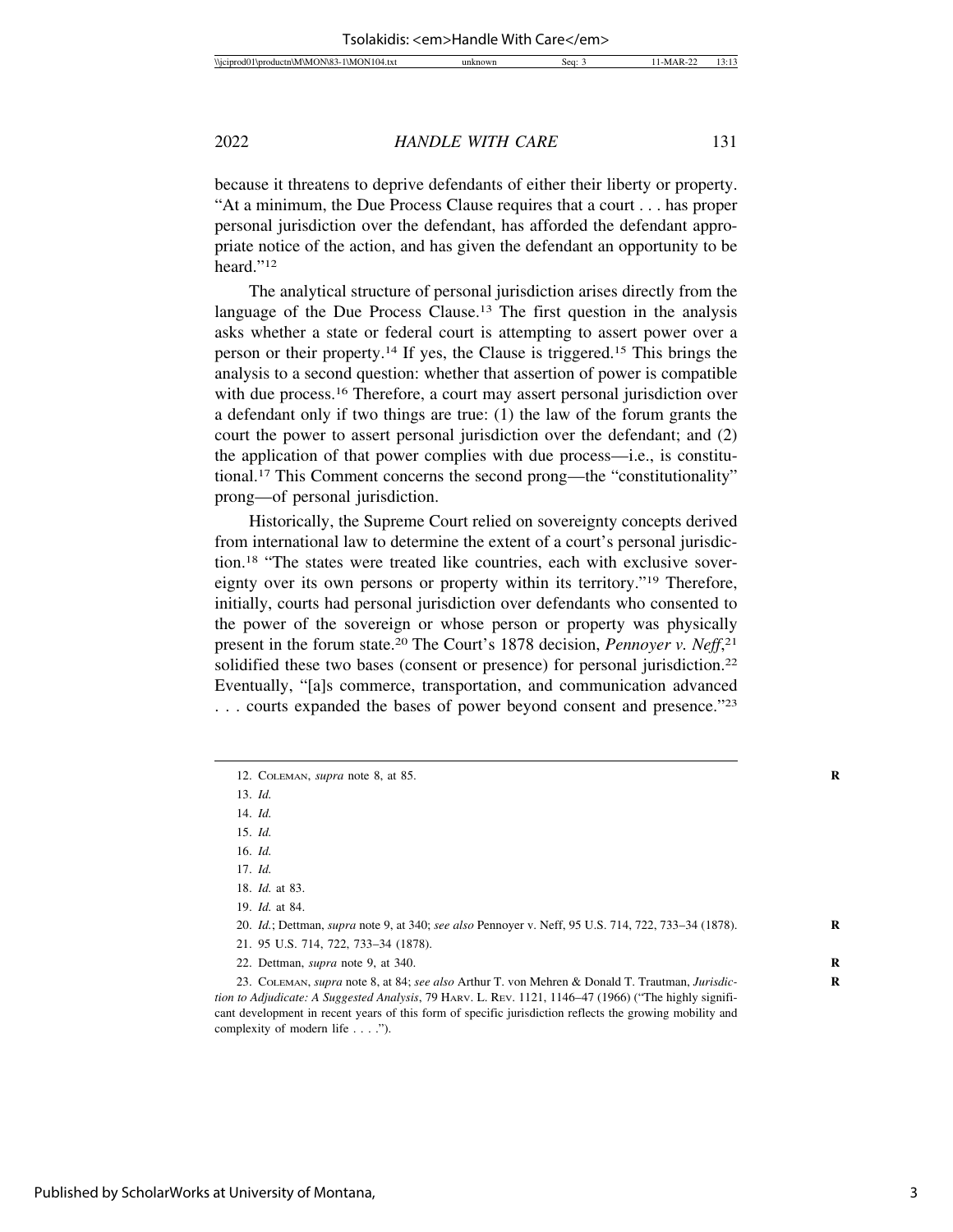because it threatens to deprive defendants of either their liberty or property. "At a minimum, the Due Process Clause requires that a court . . . has proper personal jurisdiction over the defendant, has afforded the defendant appropriate notice of the action, and has given the defendant an opportunity to be heard."[12]

The analytical structure of personal jurisdiction arises directly from the language of the Due Process Clause.[13] The first question in the analysis asks whether a state or federal court is attempting to assert power over a person or their property.[14] If yes, the Clause is triggered.[15] This brings the analysis to a second question: whether that assertion of power is compatible with due process.[16] Therefore, a court may assert personal jurisdiction over a defendant only if two things are true: (1) the law of the forum grants the court the power to assert personal jurisdiction over the defendant; and (2) the application of that power complies with due process—i.e., is constitutional.[17] This Comment concerns the second prong—the "constitutionality" prong—of personal jurisdiction.

Historically, the Supreme Court relied on sovereignty concepts derived from international law to determine the extent of a court's personal jurisdiction.[18] "The states were treated like countries, each with exclusive sovereignty over its own persons or property within its territory."[19] Therefore, initially, courts had personal jurisdiction over defendants who consented to the power of the sovereign or whose person or property was physically present in the forum state.[20] The Court's 1878 decision, *Pennoyer v. Neff*,[21] solidified these two bases (consent or presence) for personal jurisdiction.[22] Eventually, "[a]s commerce, transportation, and communication advanced . . . courts expanded the bases of power beyond consent and presence."[23]

---

12. COLEMAN, *supra* note 8, at 85.

13. *Id.*

14. *Id.*

15. *Id.*

16. *Id.*

17. *Id.*

18. *Id.* at 83.

19. *Id.* at 84.

20. *Id.*; Dettman, *supra* note 9, at 340; *see also* Pennoyer v. Neff, 95 U.S. 714, 722, 733–34 (1878).

21. 95 U.S. 714, 722, 733–34 (1878).

22. Dettman, *supra* note 9, at 340.

23. COLEMAN, *supra* note 8, at 84; *see also* Arthur T. von Mehren & Donald T. Trautman, *Jurisdiction to Adjudicate: A Suggested Analysis*, 79 HARV. L. REV. 1121, 1146–47 (1966) ("The highly significant development in recent years of this form of specific jurisdiction reflects the growing mobility and complexity of modern life . . . .").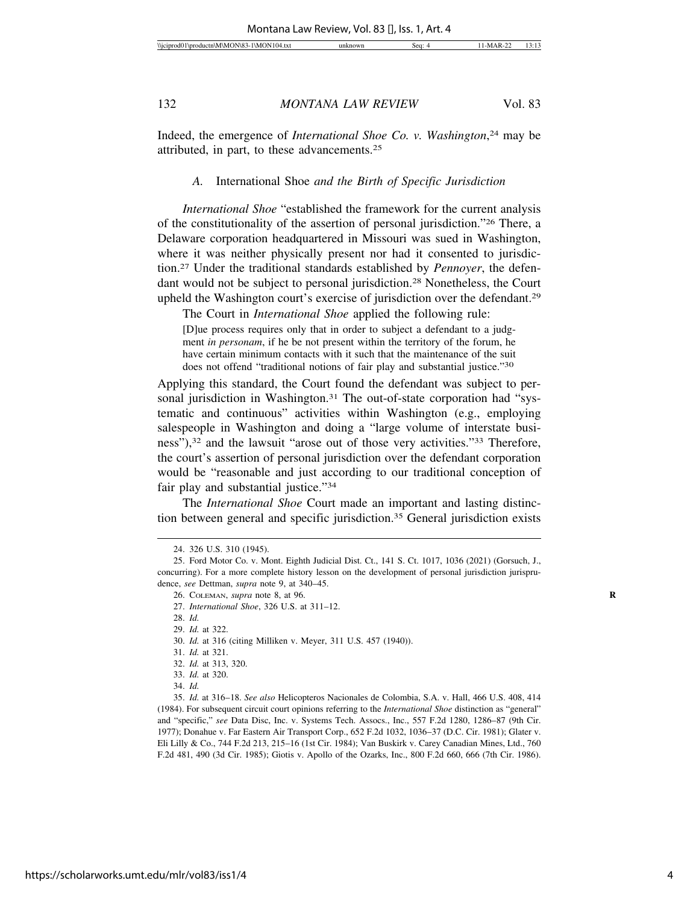Indeed, the emergence of *International Shoe Co. v. Washington*,[24] may be attributed, in part, to these advancements.[25]

### A. International Shoe *and the Birth of Specific Jurisdiction*

*International Shoe* "established the framework for the current analysis of the constitutionality of the assertion of personal jurisdiction."[26] There, a Delaware corporation headquartered in Missouri was sued in Washington, where it was neither physically present nor had it consented to jurisdiction.[27] Under the traditional standards established by *Pennoyer*, the defendant would not be subject to personal jurisdiction.[28] Nonetheless, the Court upheld the Washington court's exercise of jurisdiction over the defendant.[29]

The Court in *International Shoe* applied the following rule:

> [D]ue process requires only that in order to subject a defendant to a judgment *in personam*, if he be not present within the territory of the forum, he have certain minimum contacts with it such that the maintenance of the suit does not offend "traditional notions of fair play and substantial justice."[30]

Applying this standard, the Court found the defendant was subject to personal jurisdiction in Washington.[31] The out-of-state corporation had "systematic and continuous" activities within Washington (e.g., employing salespeople in Washington and doing a "large volume of interstate business"),[32] and the lawsuit "arose out of those very activities."[33] Therefore, the court's assertion of personal jurisdiction over the defendant corporation would be "reasonable and just according to our traditional conception of fair play and substantial justice."[34]

The *International Shoe* Court made an important and lasting distinction between general and specific jurisdiction.[35] General jurisdiction exists

---

24. 326 U.S. 310 (1945).

25. Ford Motor Co. v. Mont. Eighth Judicial Dist. Ct., 141 S. Ct. 1017, 1036 (2021) (Gorsuch, J., concurring). For a more complete history lesson on the development of personal jurisdiction jurisprudence, *see* Dettman, *supra* note 9, at 340–45.

26. COLEMAN, *supra* note 8, at 96.

27. *International Shoe*, 326 U.S. at 311–12.

28. *Id.*

29. *Id.* at 322.

30. *Id.* at 316 (citing Milliken v. Meyer, 311 U.S. 457 (1940)).

31. *Id.* at 321.

32. *Id.* at 313, 320.

33. *Id.* at 320.

34. *Id.*

35. *Id.* at 316–18. *See also* Helicopteros Nacionales de Colombia, S.A. v. Hall, 466 U.S. 408, 414 (1984). For subsequent circuit court opinions referring to the *International Shoe* distinction as "general" and "specific," *see* Data Disc, Inc. v. Systems Tech. Assocs., Inc., 557 F.2d 1280, 1286–87 (9th Cir. 1977); Donahue v. Far Eastern Air Transport Corp., 652 F.2d 1032, 1036–37 (D.C. Cir. 1981); Glater v. Eli Lilly & Co., 744 F.2d 213, 215–16 (1st Cir. 1984); Van Buskirk v. Carey Canadian Mines, Ltd., 760 F.2d 481, 490 (3d Cir. 1985); Giotis v. Apollo of the Ozarks, Inc., 800 F.2d 660, 666 (7th Cir. 1986).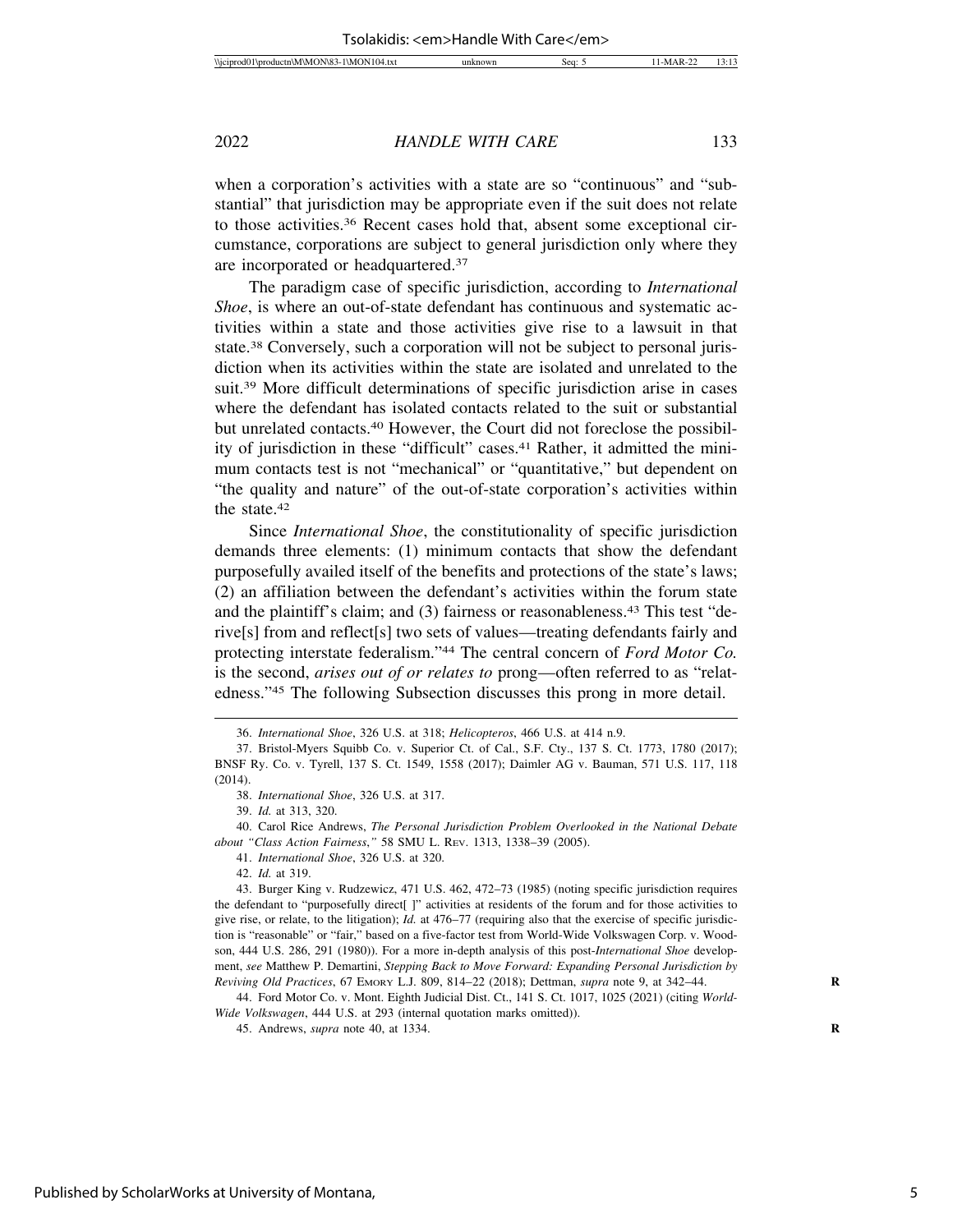when a corporation's activities with a state are so "continuous" and "substantial" that jurisdiction may be appropriate even if the suit does not relate to those activities.[36] Recent cases hold that, absent some exceptional circumstance, corporations are subject to general jurisdiction only where they are incorporated or headquartered.[37]

The paradigm case of specific jurisdiction, according to *International Shoe*, is where an out-of-state defendant has continuous and systematic activities within a state and those activities give rise to a lawsuit in that state.[38] Conversely, such a corporation will not be subject to personal jurisdiction when its activities within the state are isolated and unrelated to the suit.[39] More difficult determinations of specific jurisdiction arise in cases where the defendant has isolated contacts related to the suit or substantial but unrelated contacts.[40] However, the Court did not foreclose the possibility of jurisdiction in these "difficult" cases.[41] Rather, it admitted the minimum contacts test is not "mechanical" or "quantitative," but dependent on "the quality and nature" of the out-of-state corporation's activities within the state.[42]

Since *International Shoe*, the constitutionality of specific jurisdiction demands three elements: (1) minimum contacts that show the defendant purposefully availed itself of the benefits and protections of the state's laws; (2) an affiliation between the defendant's activities within the forum state and the plaintiff's claim; and (3) fairness or reasonableness.[43] This test "derive[s] from and reflect[s] two sets of values—treating defendants fairly and protecting interstate federalism."[44] The central concern of *Ford Motor Co.* is the second, *arises out of or relates to* prong—often referred to as "relatedness."[45] The following Subsection discusses this prong in more detail.

---

36. *International Shoe*, 326 U.S. at 318; *Helicopteros*, 466 U.S. at 414 n.9.

37. Bristol-Myers Squibb Co. v. Superior Ct. of Cal., S.F. Cty., 137 S. Ct. 1773, 1780 (2017); BNSF Ry. Co. v. Tyrell, 137 S. Ct. 1549, 1558 (2017); Daimler AG v. Bauman, 571 U.S. 117, 118 (2014).

38. *International Shoe*, 326 U.S. at 317.

39. *Id.* at 313, 320.

40. Carol Rice Andrews, *The Personal Jurisdiction Problem Overlooked in the National Debate about "Class Action Fairness*,*"* 58 SMU L. REV. 1313, 1338–39 (2005).

41. *International Shoe*, 326 U.S. at 320.

42. *Id.* at 319.

43. Burger King v. Rudzewicz, 471 U.S. 462, 472–73 (1985) (noting specific jurisdiction requires the defendant to "purposefully direct[ ]" activities at residents of the forum and for those activities to give rise, or relate, to the litigation); *Id.* at 476–77 (requiring also that the exercise of specific jurisdiction is "reasonable" or "fair," based on a five-factor test from World-Wide Volkswagen Corp. v. Woodson, 444 U.S. 286, 291 (1980)). For a more in-depth analysis of this post-*International Shoe* development, *see* Matthew P. Demartini, *Stepping Back to Move Forward: Expanding Personal Jurisdiction by Reviving Old Practices*, 67 EMORY L.J. 809, 814–22 (2018); Dettman, *supra* note 9, at 342–44.

44. Ford Motor Co. v. Mont. Eighth Judicial Dist. Ct., 141 S. Ct. 1017, 1025 (2021) (citing *World-Wide Volkswagen*, 444 U.S. at 293 (internal quotation marks omitted)).

45. Andrews, *supra* note 40, at 1334.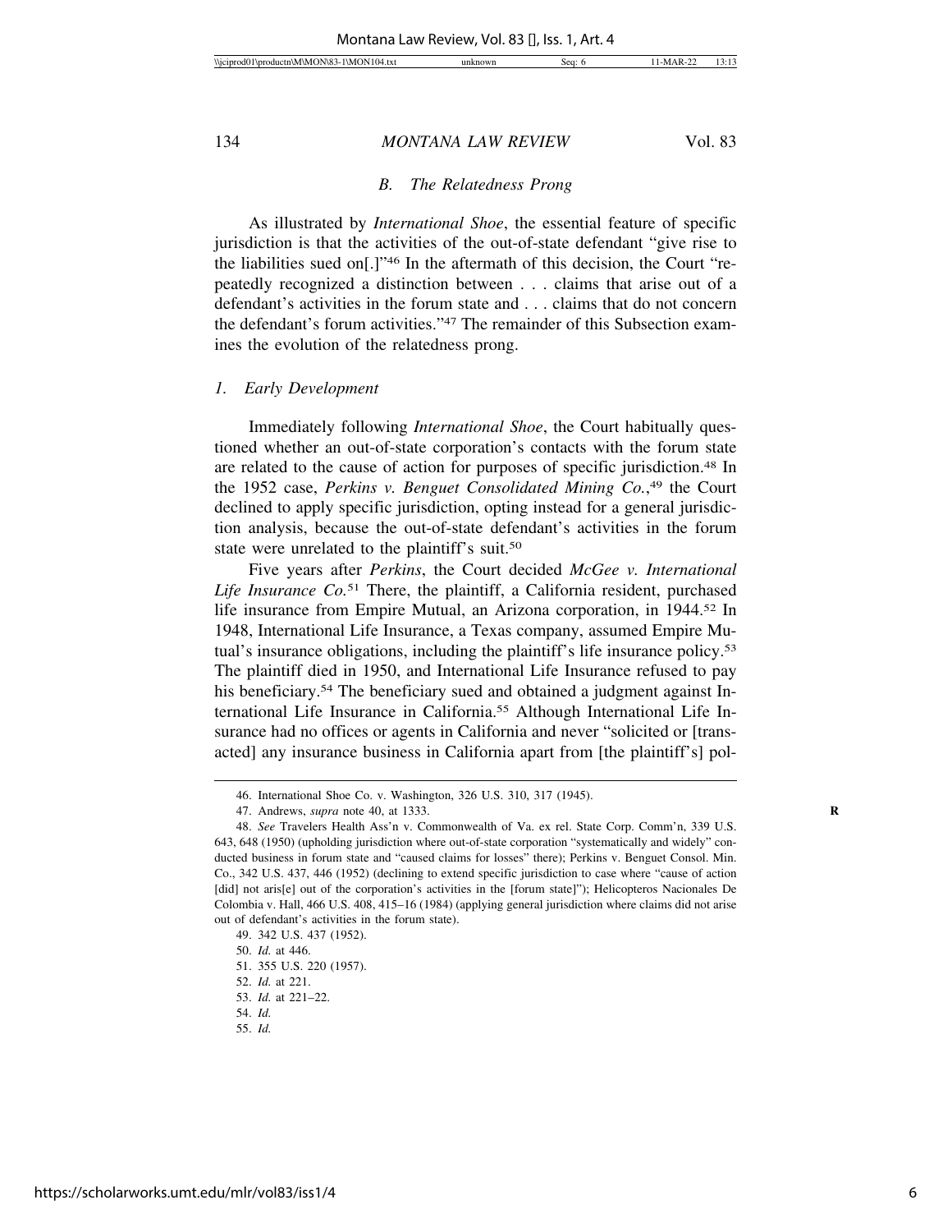### *B. The Relatedness Prong*

As illustrated by *International Shoe*, the essential feature of specific jurisdiction is that the activities of the out-of-state defendant "give rise to the liabilities sued on[.]"[46] In the aftermath of this decision, the Court "repeatedly recognized a distinction between . . . claims that arise out of a defendant's activities in the forum state and . . . claims that do not concern the defendant's forum activities."[47] The remainder of this Subsection examines the evolution of the relatedness prong.

#### *1. Early Development*

Immediately following *International Shoe*, the Court habitually questioned whether an out-of-state corporation's contacts with the forum state are related to the cause of action for purposes of specific jurisdiction.[48] In the 1952 case, *Perkins v. Benguet Consolidated Mining Co.*,[49] the Court declined to apply specific jurisdiction, opting instead for a general jurisdiction analysis, because the out-of-state defendant's activities in the forum state were unrelated to the plaintiff's suit.[50]

Five years after *Perkins*, the Court decided *McGee v. International Life Insurance Co.*[51] There, the plaintiff, a California resident, purchased life insurance from Empire Mutual, an Arizona corporation, in 1944.[52] In 1948, International Life Insurance, a Texas company, assumed Empire Mutual's insurance obligations, including the plaintiff's life insurance policy.[53] The plaintiff died in 1950, and International Life Insurance refused to pay his beneficiary.[54] The beneficiary sued and obtained a judgment against International Life Insurance in California.[55] Although International Life Insurance had no offices or agents in California and never "solicited or [transacted] any insurance business in California apart from [the plaintiff's] pol-

---

46. International Shoe Co. v. Washington, 326 U.S. 310, 317 (1945).

47. Andrews, *supra* note 40, at 1333.

48. *See* Travelers Health Ass'n v. Commonwealth of Va. ex rel. State Corp. Comm'n, 339 U.S. 643, 648 (1950) (upholding jurisdiction where out-of-state corporation "systematically and widely" conducted business in forum state and "caused claims for losses" there); Perkins v. Benguet Consol. Min. Co., 342 U.S. 437, 446 (1952) (declining to extend specific jurisdiction to case where "cause of action [did] not aris[e] out of the corporation's activities in the [forum state]"); Helicopteros Nacionales De Colombia v. Hall, 466 U.S. 408, 415–16 (1984) (applying general jurisdiction where claims did not arise out of defendant's activities in the forum state).

49. 342 U.S. 437 (1952).

50. *Id.* at 446.

51. 355 U.S. 220 (1957).

52. *Id.* at 221.

53. *Id.* at 221–22.

54. *Id.*

55. *Id.*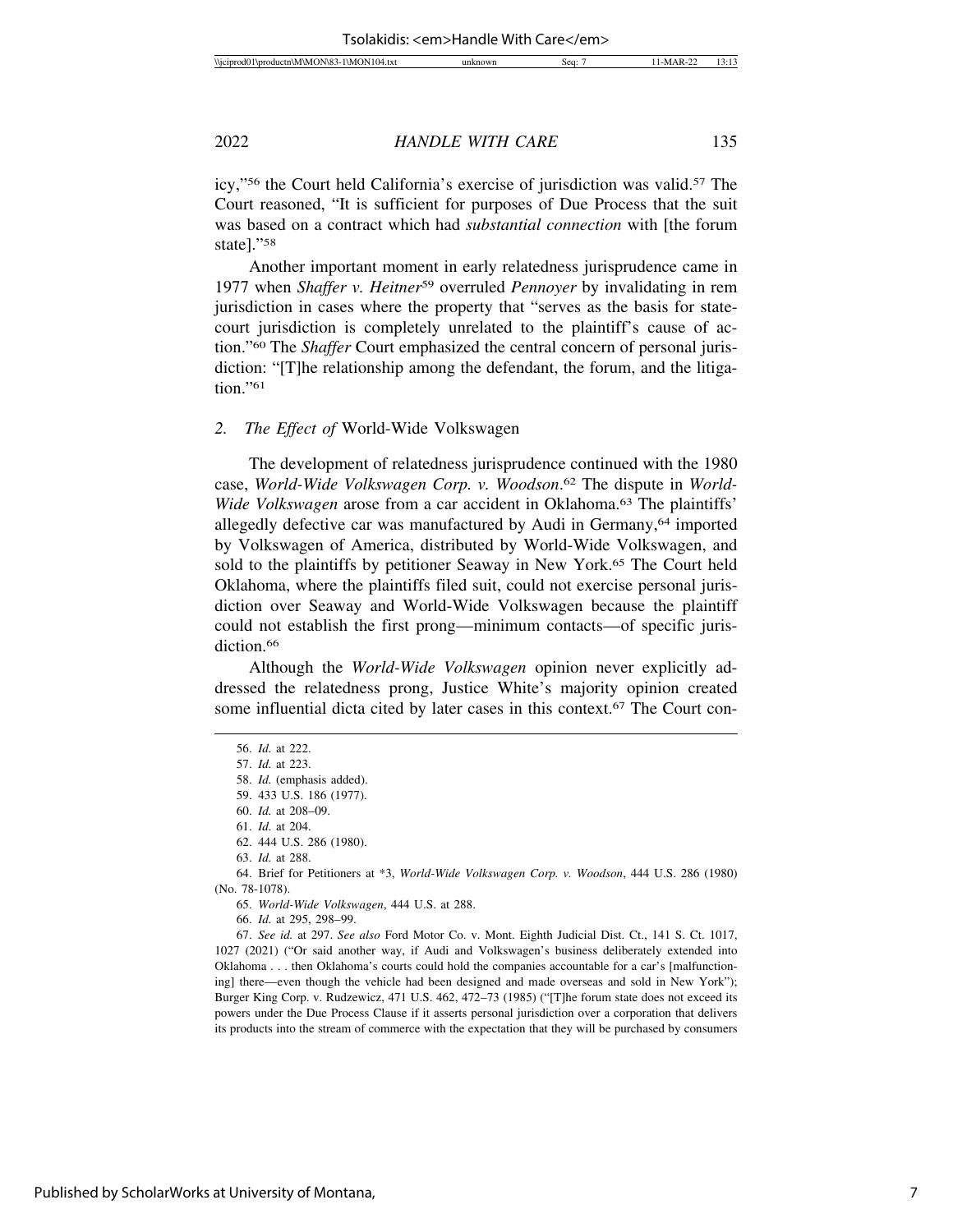icy,"[56] the Court held California's exercise of jurisdiction was valid.[57] The Court reasoned, "It is sufficient for purposes of Due Process that the suit was based on a contract which had *substantial connection* with [the forum state]."[58]

Another important moment in early relatedness jurisprudence came in 1977 when *Shaffer v. Heitner*[59] overruled *Pennoyer* by invalidating in rem jurisdiction in cases where the property that "serves as the basis for state-court jurisdiction is completely unrelated to the plaintiff's cause of action."[60] The *Shaffer* Court emphasized the central concern of personal jurisdiction: "[T]he relationship among the defendant, the forum, and the litigation."[61]

### 2. *The Effect of* World-Wide Volkswagen

The development of relatedness jurisprudence continued with the 1980 case, *World-Wide Volkswagen Corp. v. Woodson*.[62] The dispute in *World-Wide Volkswagen* arose from a car accident in Oklahoma.[63] The plaintiffs' allegedly defective car was manufactured by Audi in Germany,[64] imported by Volkswagen of America, distributed by World-Wide Volkswagen, and sold to the plaintiffs by petitioner Seaway in New York.[65] The Court held Oklahoma, where the plaintiffs filed suit, could not exercise personal jurisdiction over Seaway and World-Wide Volkswagen because the plaintiff could not establish the first prong—minimum contacts—of specific jurisdiction.[66]

Although the *World-Wide Volkswagen* opinion never explicitly addressed the relatedness prong, Justice White's majority opinion created some influential dicta cited by later cases in this context.[67] The Court con-

---

56. *Id.* at 222.

57. *Id.* at 223.

58. *Id.* (emphasis added).

59. 433 U.S. 186 (1977).

60. *Id.* at 208–09.

61. *Id.* at 204.

62. 444 U.S. 286 (1980).

63. *Id.* at 288.

64. Brief for Petitioners at *3, *World-Wide Volkswagen Corp. v. Woodson*, 444 U.S. 286 (1980) (No. 78-1078).

65. *World-Wide Volkswagen*, 444 U.S. at 288.

66. *Id.* at 295, 298–99.

67. *See id.* at 297. *See also* Ford Motor Co. v. Mont. Eighth Judicial Dist. Ct., 141 S. Ct. 1017, 1027 (2021) ("Or said another way, if Audi and Volkswagen's business deliberately extended into Oklahoma . . . then Oklahoma's courts could hold the companies accountable for a car's [malfunctioning] there—even though the vehicle had been designed and made overseas and sold in New York"); Burger King Corp. v. Rudzewicz, 471 U.S. 462, 472–73 (1985) ("[T]he forum state does not exceed its powers under the Due Process Clause if it asserts personal jurisdiction over a corporation that delivers its products into the stream of commerce with the expectation that they will be purchased by consumers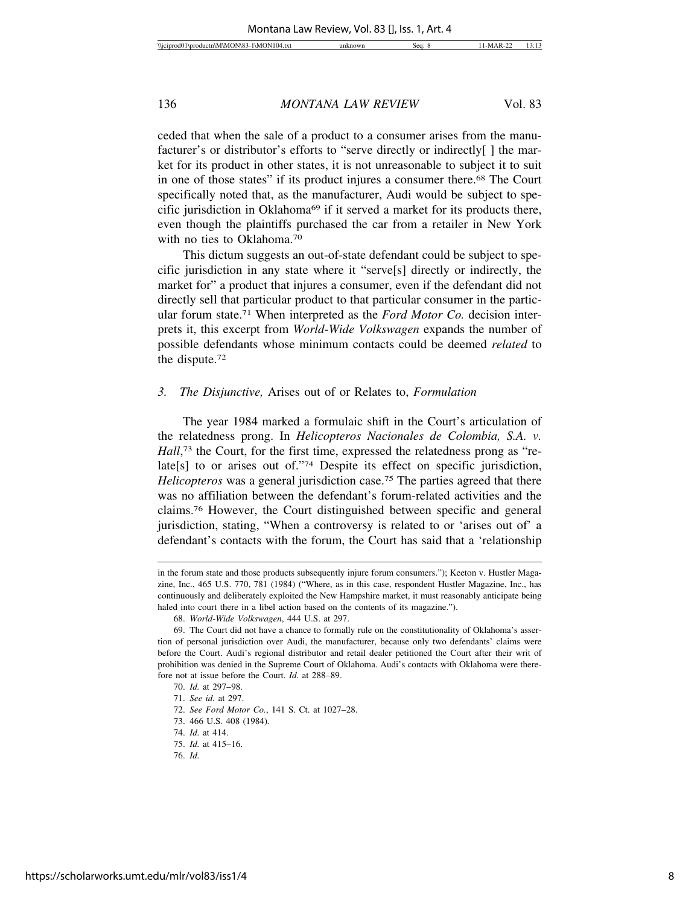ceded that when the sale of a product to a consumer arises from the manufacturer's or distributor's efforts to "serve directly or indirectly[ ] the market for its product in other states, it is not unreasonable to subject it to suit in one of those states" if its product injures a consumer there.[68] The Court specifically noted that, as the manufacturer, Audi would be subject to specific jurisdiction in Oklahoma[69] if it served a market for its products there, even though the plaintiffs purchased the car from a retailer in New York with no ties to Oklahoma.[70]

This dictum suggests an out-of-state defendant could be subject to specific jurisdiction in any state where it "serve[s] directly or indirectly, the market for" a product that injures a consumer, even if the defendant did not directly sell that particular product to that particular consumer in the particular forum state.[71] When interpreted as the *Ford Motor Co.* decision interprets it, this excerpt from *World-Wide Volkswagen* expands the number of possible defendants whose minimum contacts could be deemed *related* to the dispute.[72]

### 3. *The Disjunctive,* Arises out of or Relates to, *Formulation*

The year 1984 marked a formulaic shift in the Court's articulation of the relatedness prong. In *Helicopteros Nacionales de Colombia, S.A. v. Hall*,[73] the Court, for the first time, expressed the relatedness prong as "relate[s] to or arises out of."[74] Despite its effect on specific jurisdiction, *Helicopteros* was a general jurisdiction case.[75] The parties agreed that there was no affiliation between the defendant's forum-related activities and the claims.[76] However, the Court distinguished between specific and general jurisdiction, stating, "When a controversy is related to or 'arises out of' a defendant's contacts with the forum, the Court has said that a 'relationship

---

in the forum state and those products subsequently injure forum consumers."); Keeton v. Hustler Magazine, Inc., 465 U.S. 770, 781 (1984) ("Where, as in this case, respondent Hustler Magazine, Inc., has continuously and deliberately exploited the New Hampshire market, it must reasonably anticipate being haled into court there in a libel action based on the contents of its magazine.").

68. *World-Wide Volkswagen*, 444 U.S. at 297.

69. The Court did not have a chance to formally rule on the constitutionality of Oklahoma's assertion of personal jurisdiction over Audi, the manufacturer, because only two defendants' claims were before the Court. Audi's regional distributor and retail dealer petitioned the Court after their writ of prohibition was denied in the Supreme Court of Oklahoma. Audi's contacts with Oklahoma were therefore not at issue before the Court. *Id.* at 288–89.

70. *Id.* at 297–98.

71. *See id.* at 297.

72. *See Ford Motor Co.*, 141 S. Ct. at 1027–28.

73. 466 U.S. 408 (1984).

74. *Id.* at 414.

75. *Id.* at 415–16.

76. *Id.*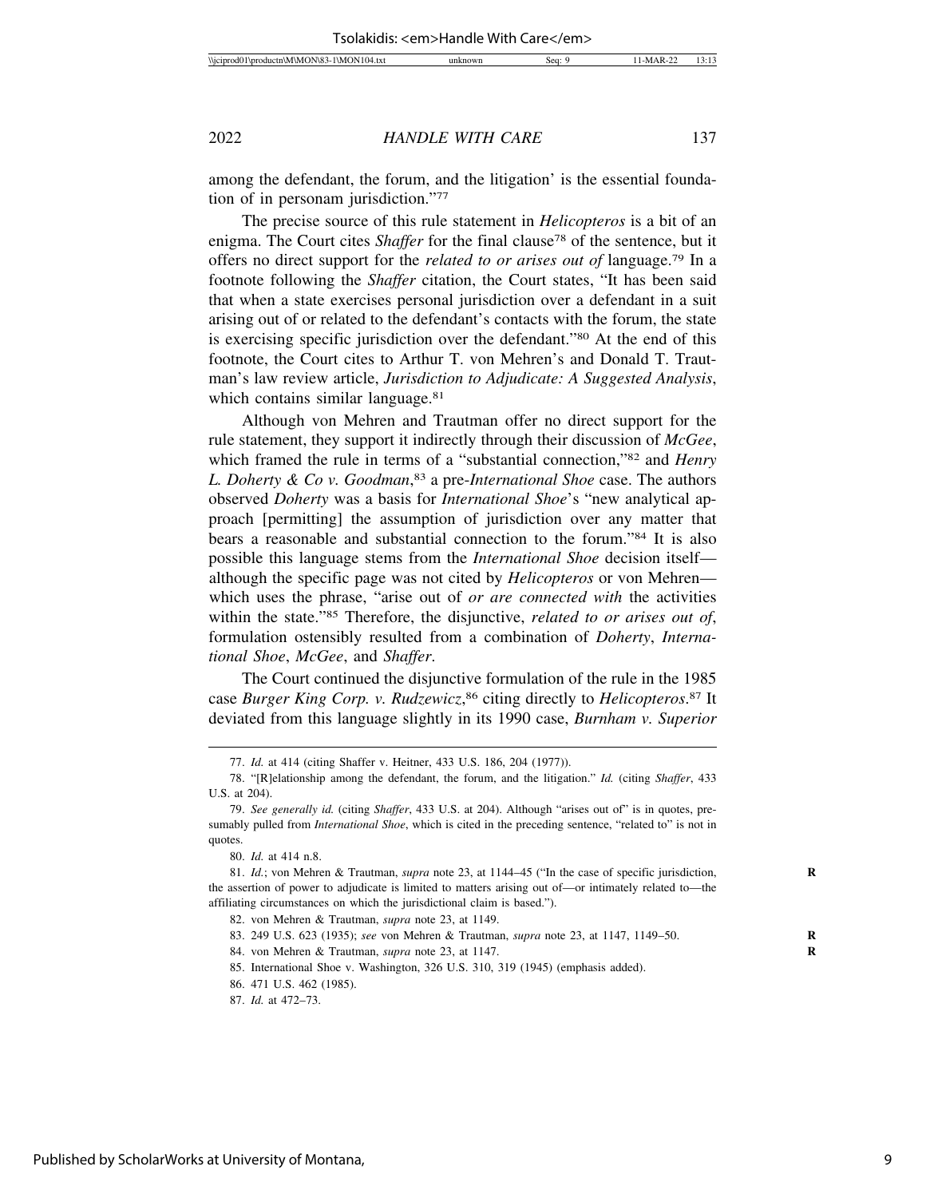among the defendant, the forum, and the litigation' is the essential foundation of in personam jurisdiction."[77]

The precise source of this rule statement in *Helicopteros* is a bit of an enigma. The Court cites *Shaffer* for the final clause[78] of the sentence, but it offers no direct support for the *related to or arises out of* language.[79] In a footnote following the *Shaffer* citation, the Court states, "It has been said that when a state exercises personal jurisdiction over a defendant in a suit arising out of or related to the defendant's contacts with the forum, the state is exercising specific jurisdiction over the defendant."[80] At the end of this footnote, the Court cites to Arthur T. von Mehren's and Donald T. Trautman's law review article, *Jurisdiction to Adjudicate: A Suggested Analysis*, which contains similar language.[81]

Although von Mehren and Trautman offer no direct support for the rule statement, they support it indirectly through their discussion of *McGee*, which framed the rule in terms of a "substantial connection,"[82] and *Henry L. Doherty & Co v. Goodman*,[83] a pre-*International Shoe* case. The authors observed *Doherty* was a basis for *International Shoe*'s "new analytical approach [permitting] the assumption of jurisdiction over any matter that bears a reasonable and substantial connection to the forum."[84] It is also possible this language stems from the *International Shoe* decision itself—although the specific page was not cited by *Helicopteros* or von Mehren—which uses the phrase, "arise out of *or are connected with* the activities within the state."[85] Therefore, the disjunctive, *related to or arises out of*, formulation ostensibly resulted from a combination of *Doherty*, *International Shoe*, *McGee*, and *Shaffer*.

The Court continued the disjunctive formulation of the rule in the 1985 case *Burger King Corp. v. Rudzewicz*,[86] citing directly to *Helicopteros*.[87] It deviated from this language slightly in its 1990 case, *Burnham v. Superior*

---

77. *Id.* at 414 (citing Shaffer v. Heitner, 433 U.S. 186, 204 (1977)).

78. "[R]elationship among the defendant, the forum, and the litigation." *Id.* (citing *Shaffer*, 433 U.S. at 204).

79. *See generally id.* (citing *Shaffer*, 433 U.S. at 204). Although "arises out of" is in quotes, presumably pulled from *International Shoe*, which is cited in the preceding sentence, "related to" is not in quotes.

80. *Id.* at 414 n.8.

81. *Id.*; von Mehren & Trautman, *supra* note 23, at 1144–45 ("In the case of specific jurisdiction, the assertion of power to adjudicate is limited to matters arising out of—or intimately related to—the affiliating circumstances on which the jurisdictional claim is based.").

82. von Mehren & Trautman, *supra* note 23, at 1149.

83. 249 U.S. 623 (1935); *see* von Mehren & Trautman, *supra* note 23, at 1147, 1149–50.

84. von Mehren & Trautman, *supra* note 23, at 1147.

85. International Shoe v. Washington, 326 U.S. 310, 319 (1945) (emphasis added).

86. 471 U.S. 462 (1985).

87. *Id.* at 472–73.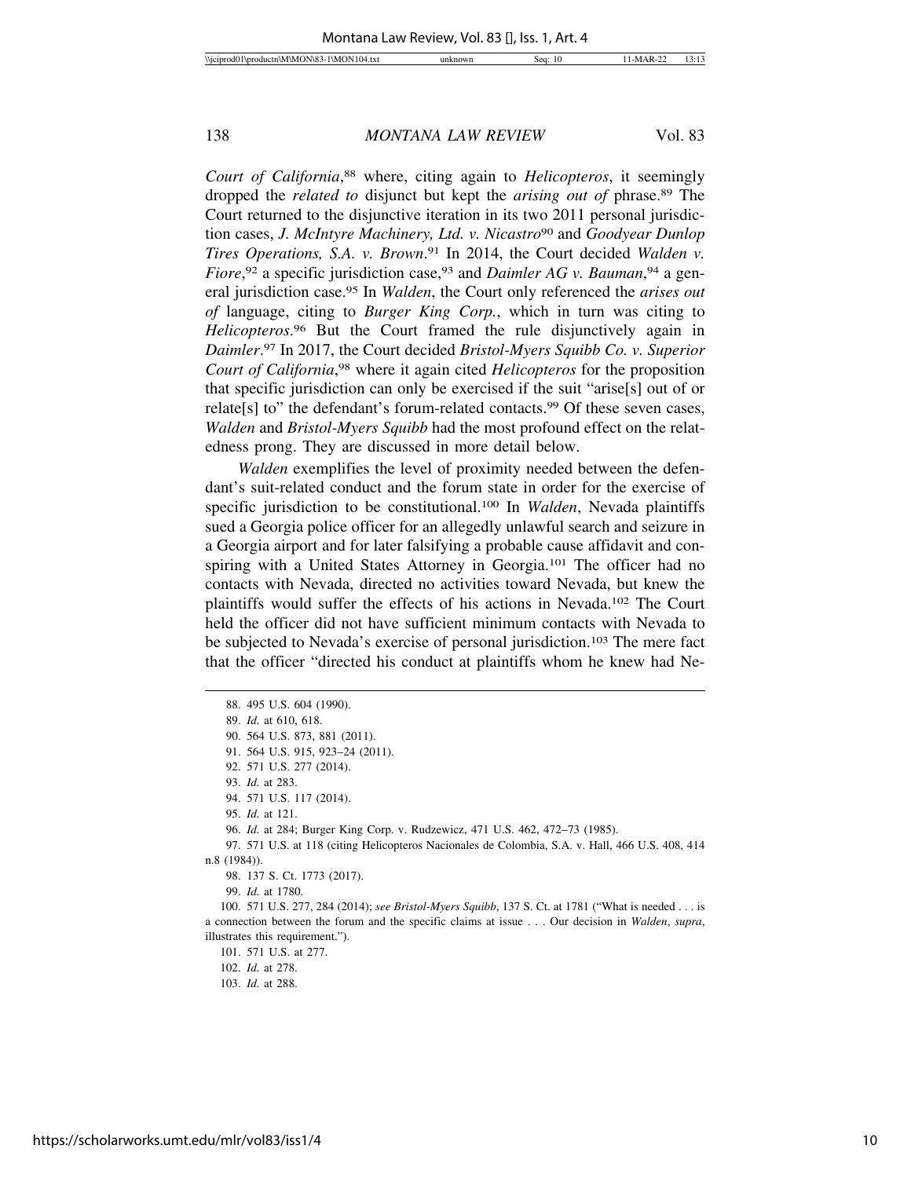*Court of California*,[88] where, citing again to *Helicopteros*, it seemingly dropped the *related to* disjunct but kept the *arising out of* phrase.[89] The Court returned to the disjunctive iteration in its two 2011 personal jurisdiction cases, *J. McIntyre Machinery, Ltd. v. Nicastro*[90] and *Goodyear Dunlop Tires Operations, S.A. v. Brown*.[91] In 2014, the Court decided *Walden v. Fiore*,[92] a specific jurisdiction case,[93] and *Daimler AG v. Bauman*,[94] a general jurisdiction case.[95] In *Walden*, the Court only referenced the *arises out of* language, citing to *Burger King Corp.*, which in turn was citing to *Helicopteros*.[96] But the Court framed the rule disjunctively again in *Daimler*.[97] In 2017, the Court decided *Bristol-Myers Squibb Co. v. Superior Court of California*,[98] where it again cited *Helicopteros* for the proposition that specific jurisdiction can only be exercised if the suit "arise[s] out of or relate[s] to" the defendant's forum-related contacts.[99] Of these seven cases, *Walden* and *Bristol-Myers Squibb* had the most profound effect on the relatedness prong. They are discussed in more detail below.

*Walden* exemplifies the level of proximity needed between the defendant's suit-related conduct and the forum state in order for the exercise of specific jurisdiction to be constitutional.[100] In *Walden*, Nevada plaintiffs sued a Georgia police officer for an allegedly unlawful search and seizure in a Georgia airport and for later falsifying a probable cause affidavit and conspiring with a United States Attorney in Georgia.[101] The officer had no contacts with Nevada, directed no activities toward Nevada, but knew the plaintiffs would suffer the effects of his actions in Nevada.[102] The Court held the officer did not have sufficient minimum contacts with Nevada to be subjected to Nevada's exercise of personal jurisdiction.[103] The mere fact that the officer "directed his conduct at plaintiffs whom he knew had Ne-

---

88. 495 U.S. 604 (1990).

89. *Id.* at 610, 618.

90. 564 U.S. 873, 881 (2011).

91. 564 U.S. 915, 923–24 (2011).

92. 571 U.S. 277 (2014).

93. *Id.* at 283.

94. 571 U.S. 117 (2014).

95. *Id.* at 121.

96. *Id.* at 284; Burger King Corp. v. Rudzewicz, 471 U.S. 462, 472–73 (1985).

97. 571 U.S. at 118 (citing Helicopteros Nacionales de Colombia, S.A. v. Hall, 466 U.S. 408, 414 n.8 (1984)).

98. 137 S. Ct. 1773 (2017).

99. *Id.* at 1780.

100. 571 U.S. 277, 284 (2014); *see Bristol-Myers Squibb*, 137 S. Ct. at 1781 ("What is needed . . . is a connection between the forum and the specific claims at issue . . . Our decision in *Walden*, *supra*, illustrates this requirement.").

101. 571 U.S. at 277.

102. *Id.* at 278.

103. *Id.* at 288.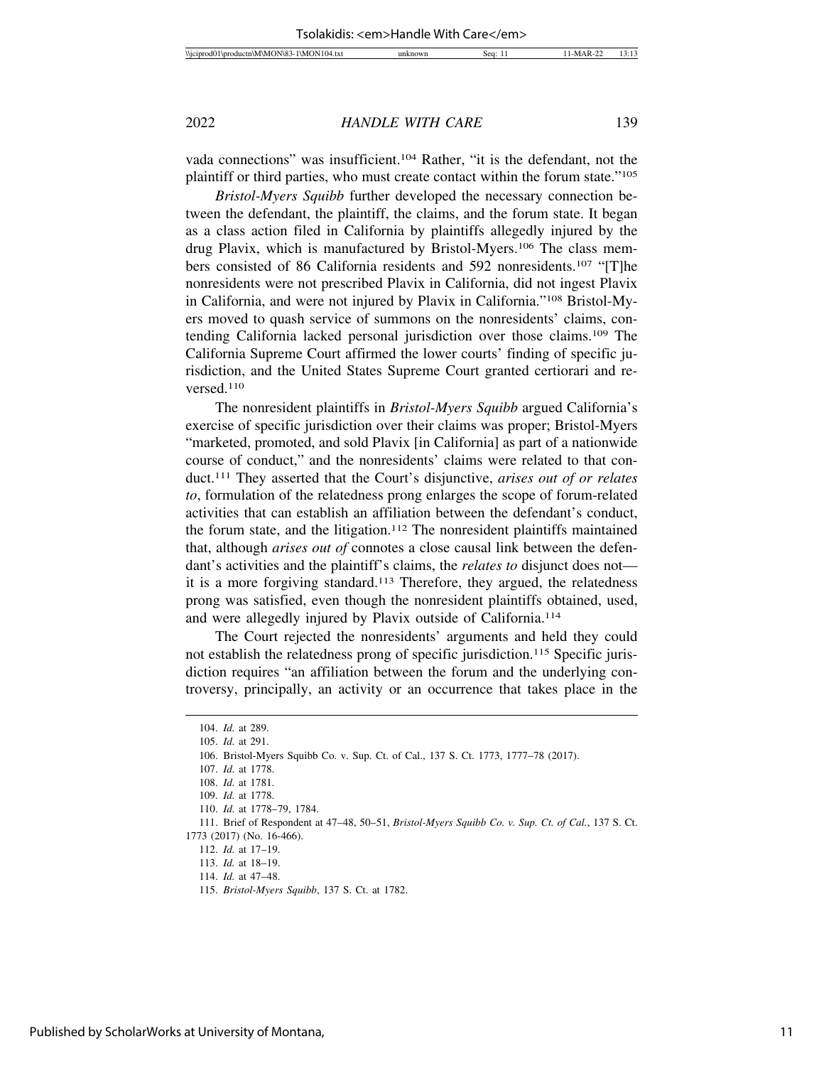vada connections" was insufficient.[104] Rather, "it is the defendant, not the plaintiff or third parties, who must create contact within the forum state."[105]

*Bristol-Myers Squibb* further developed the necessary connection between the defendant, the plaintiff, the claims, and the forum state. It began as a class action filed in California by plaintiffs allegedly injured by the drug Plavix, which is manufactured by Bristol-Myers.[106] The class members consisted of 86 California residents and 592 nonresidents.[107] "[T]he nonresidents were not prescribed Plavix in California, did not ingest Plavix in California, and were not injured by Plavix in California."[108] Bristol-Myers moved to quash service of summons on the nonresidents' claims, contending California lacked personal jurisdiction over those claims.[109] The California Supreme Court affirmed the lower courts' finding of specific jurisdiction, and the United States Supreme Court granted certiorari and reversed.[110]

The nonresident plaintiffs in *Bristol-Myers Squibb* argued California's exercise of specific jurisdiction over their claims was proper; Bristol-Myers "marketed, promoted, and sold Plavix [in California] as part of a nationwide course of conduct," and the nonresidents' claims were related to that conduct.[111] They asserted that the Court's disjunctive, *arises out of or relates to*, formulation of the relatedness prong enlarges the scope of forum-related activities that can establish an affiliation between the defendant's conduct, the forum state, and the litigation.[112] The nonresident plaintiffs maintained that, although *arises out of* connotes a close causal link between the defendant's activities and the plaintiff's claims, the *relates to* disjunct does not—it is a more forgiving standard.[113] Therefore, they argued, the relatedness prong was satisfied, even though the nonresident plaintiffs obtained, used, and were allegedly injured by Plavix outside of California.[114]

The Court rejected the nonresidents' arguments and held they could not establish the relatedness prong of specific jurisdiction.[115] Specific jurisdiction requires "an affiliation between the forum and the underlying controversy, principally, an activity or an occurrence that takes place in the

---

104. *Id.* at 289.

105. *Id.* at 291.

106. Bristol-Myers Squibb Co. v. Sup. Ct. of Cal., 137 S. Ct. 1773, 1777–78 (2017).

107. *Id.* at 1778.

108. *Id.* at 1781.

109. *Id.* at 1778.

110. *Id.* at 1778–79, 1784.

111. Brief of Respondent at 47–48, 50–51, *Bristol-Myers Squibb Co. v. Sup. Ct. of Cal.*, 137 S. Ct. 1773 (2017) (No. 16-466).

112. *Id.* at 17–19.

113. *Id.* at 18–19.

114. *Id.* at 47–48.

115. *Bristol-Myers Squibb*, 137 S. Ct. at 1782.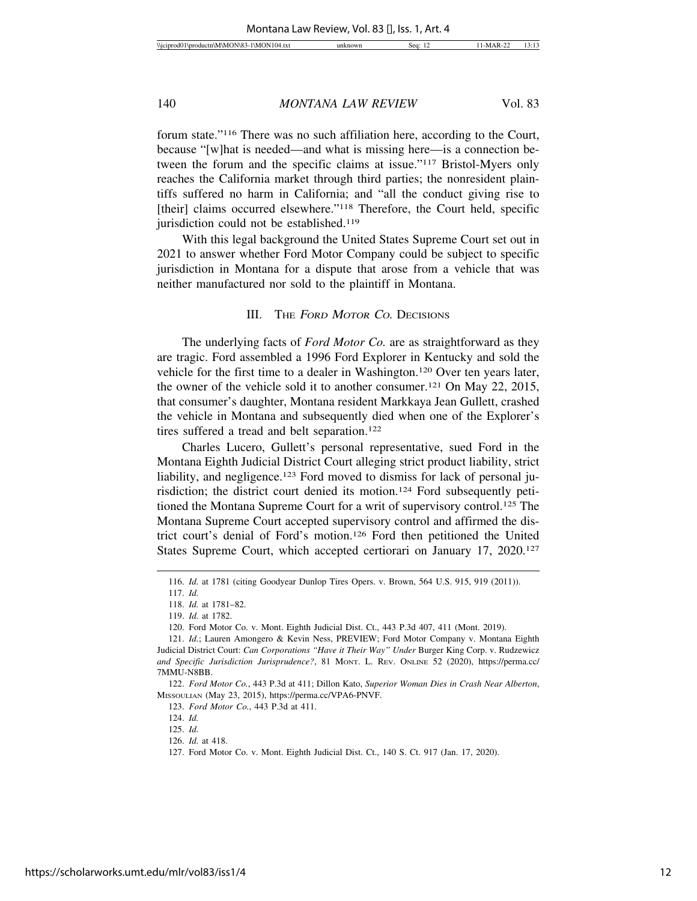forum state."[116] There was no such affiliation here, according to the Court, because "[w]hat is needed—and what is missing here—is a connection between the forum and the specific claims at issue."[117] Bristol-Myers only reaches the California market through third parties; the nonresident plaintiffs suffered no harm in California; and "all the conduct giving rise to [their] claims occurred elsewhere."[118] Therefore, the Court held, specific jurisdiction could not be established.[119]

With this legal background the United States Supreme Court set out in 2021 to answer whether Ford Motor Company could be subject to specific jurisdiction in Montana for a dispute that arose from a vehicle that was neither manufactured nor sold to the plaintiff in Montana.

## III. THE *FORD MOTOR CO.* DECISIONS

The underlying facts of *Ford Motor Co.* are as straightforward as they are tragic. Ford assembled a 1996 Ford Explorer in Kentucky and sold the vehicle for the first time to a dealer in Washington.[120] Over ten years later, the owner of the vehicle sold it to another consumer.[121] On May 22, 2015, that consumer's daughter, Montana resident Markkaya Jean Gullett, crashed the vehicle in Montana and subsequently died when one of the Explorer's tires suffered a tread and belt separation.[122]

Charles Lucero, Gullett's personal representative, sued Ford in the Montana Eighth Judicial District Court alleging strict product liability, strict liability, and negligence.[123] Ford moved to dismiss for lack of personal jurisdiction; the district court denied its motion.[124] Ford subsequently petitioned the Montana Supreme Court for a writ of supervisory control.[125] The Montana Supreme Court accepted supervisory control and affirmed the district court's denial of Ford's motion.[126] Ford then petitioned the United States Supreme Court, which accepted certiorari on January 17, 2020.[127]

---

116. *Id.* at 1781 (citing Goodyear Dunlop Tires Opers. v. Brown, 564 U.S. 915, 919 (2011)).

117. *Id.*

118. *Id.* at 1781–82.

119. *Id.* at 1782.

120. Ford Motor Co. v. Mont. Eighth Judicial Dist. Ct., 443 P.3d 407, 411 (Mont. 2019).

121. *Id.*; Lauren Amongero & Kevin Ness, PREVIEW; Ford Motor Company v. Montana Eighth Judicial District Court: *Can Corporations "Have it Their Way" Under* Burger King Corp. v. Rudzewicz *and Specific Jurisdiction Jurisprudence?*, 81 MONT. L. REV. ONLINE 52 (2020), https://perma.cc/7MMU-N8BB.

122. *Ford Motor Co.*, 443 P.3d at 411; Dillon Kato, *Superior Woman Dies in Crash Near Alberton*, MISSOULIAN (May 23, 2015), https://perma.cc/VPA6-PNVF.

123. *Ford Motor Co.*, 443 P.3d at 411.

124. *Id.*

125. *Id.*

126. *Id.* at 418.

127. Ford Motor Co. v. Mont. Eighth Judicial Dist. Ct., 140 S. Ct. 917 (Jan. 17, 2020).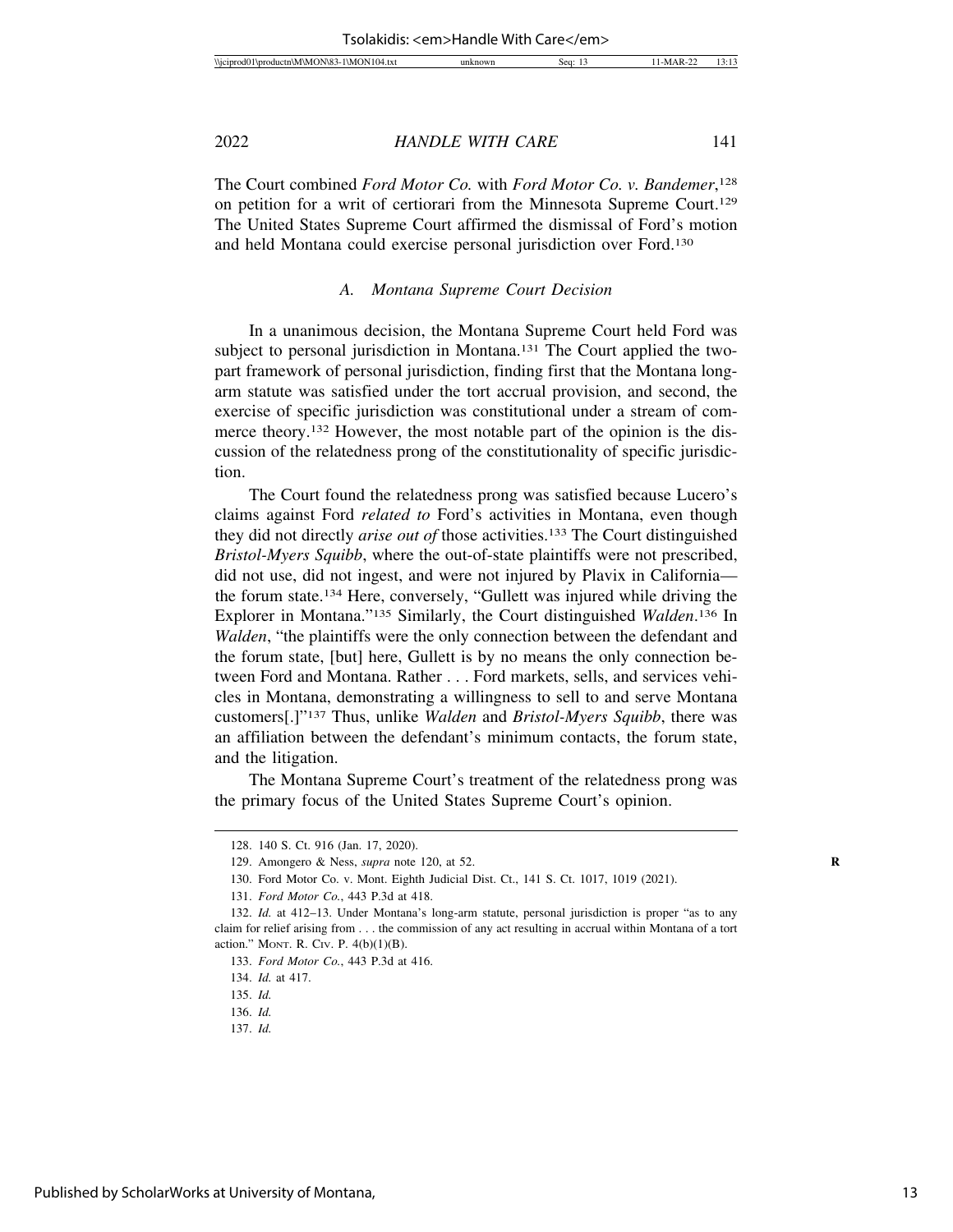The Court combined *Ford Motor Co.* with *Ford Motor Co. v. Bandemer*,[128] on petition for a writ of certiorari from the Minnesota Supreme Court.[129] The United States Supreme Court affirmed the dismissal of Ford's motion and held Montana could exercise personal jurisdiction over Ford.[130]

### *A. Montana Supreme Court Decision*

In a unanimous decision, the Montana Supreme Court held Ford was subject to personal jurisdiction in Montana.[131] The Court applied the two-part framework of personal jurisdiction, finding first that the Montana long-arm statute was satisfied under the tort accrual provision, and second, the exercise of specific jurisdiction was constitutional under a stream of commerce theory.[132] However, the most notable part of the opinion is the discussion of the relatedness prong of the constitutionality of specific jurisdiction.

The Court found the relatedness prong was satisfied because Lucero's claims against Ford *related to* Ford's activities in Montana, even though they did not directly *arise out of* those activities.[133] The Court distinguished *Bristol-Myers Squibb*, where the out-of-state plaintiffs were not prescribed, did not use, did not ingest, and were not injured by Plavix in California—the forum state.[134] Here, conversely, "Gullett was injured while driving the Explorer in Montana."[135] Similarly, the Court distinguished *Walden*.[136] In *Walden*, "the plaintiffs were the only connection between the defendant and the forum state, [but] here, Gullett is by no means the only connection between Ford and Montana. Rather . . . Ford markets, sells, and services vehicles in Montana, demonstrating a willingness to sell to and serve Montana customers[.]"[137] Thus, unlike *Walden* and *Bristol-Myers Squibb*, there was an affiliation between the defendant's minimum contacts, the forum state, and the litigation.

The Montana Supreme Court's treatment of the relatedness prong was the primary focus of the United States Supreme Court's opinion.

---

128. 140 S. Ct. 916 (Jan. 17, 2020).

129. Amongero & Ness, *supra* note 120, at 52.

130. Ford Motor Co. v. Mont. Eighth Judicial Dist. Ct., 141 S. Ct. 1017, 1019 (2021).

131. *Ford Motor Co.*, 443 P.3d at 418.

132. *Id.* at 412–13. Under Montana's long-arm statute, personal jurisdiction is proper "as to any claim for relief arising from . . . the commission of any act resulting in accrual within Montana of a tort action." MONT. R. CIV. P. 4(b)(1)(B).

133. *Ford Motor Co.*, 443 P.3d at 416.

134. *Id.* at 417.

135. *Id.*

136. *Id.*

137. *Id.*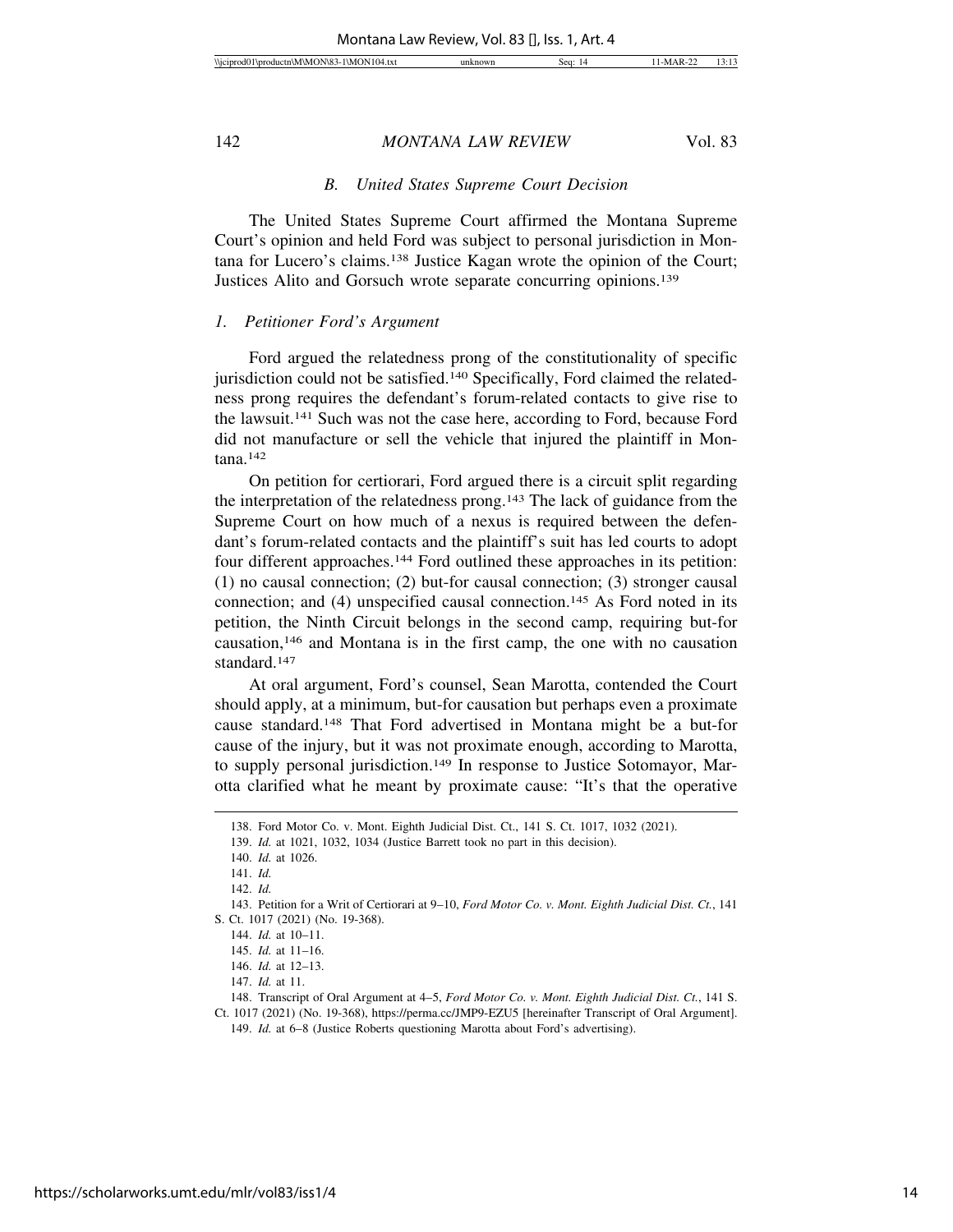### B. United States Supreme Court Decision

The United States Supreme Court affirmed the Montana Supreme Court's opinion and held Ford was subject to personal jurisdiction in Montana for Lucero's claims.[138] Justice Kagan wrote the opinion of the Court; Justices Alito and Gorsuch wrote separate concurring opinions.[139]

#### 1. Petitioner Ford's Argument

Ford argued the relatedness prong of the constitutionality of specific jurisdiction could not be satisfied.[140] Specifically, Ford claimed the relatedness prong requires the defendant's forum-related contacts to give rise to the lawsuit.[141] Such was not the case here, according to Ford, because Ford did not manufacture or sell the vehicle that injured the plaintiff in Montana.[142]

On petition for certiorari, Ford argued there is a circuit split regarding the interpretation of the relatedness prong.[143] The lack of guidance from the Supreme Court on how much of a nexus is required between the defendant's forum-related contacts and the plaintiff's suit has led courts to adopt four different approaches.[144] Ford outlined these approaches in its petition: (1) no causal connection; (2) but-for causal connection; (3) stronger causal connection; and (4) unspecified causal connection.[145] As Ford noted in its petition, the Ninth Circuit belongs in the second camp, requiring but-for causation,[146] and Montana is in the first camp, the one with no causation standard.[147]

At oral argument, Ford's counsel, Sean Marotta, contended the Court should apply, at a minimum, but-for causation but perhaps even a proximate cause standard.[148] That Ford advertised in Montana might be a but-for cause of the injury, but it was not proximate enough, according to Marotta, to supply personal jurisdiction.[149] In response to Justice Sotomayor, Marotta clarified what he meant by proximate cause: "It's that the operative

---

138. Ford Motor Co. v. Mont. Eighth Judicial Dist. Ct., 141 S. Ct. 1017, 1032 (2021).

139. *Id.* at 1021, 1032, 1034 (Justice Barrett took no part in this decision).

140. *Id.* at 1026.

141. *Id.*

142. *Id.*

143. Petition for a Writ of Certiorari at 9–10, *Ford Motor Co. v. Mont. Eighth Judicial Dist. Ct.*, 141 S. Ct. 1017 (2021) (No. 19-368).

144. *Id.* at 10–11.

145. *Id.* at 11–16.

146. *Id.* at 12–13.

147. *Id.* at 11.

148. Transcript of Oral Argument at 4–5, *Ford Motor Co. v. Mont. Eighth Judicial Dist. Ct.*, 141 S. Ct. 1017 (2021) (No. 19-368), https://perma.cc/JMP9-EZU5 [hereinafter Transcript of Oral Argument].

149. *Id.* at 6–8 (Justice Roberts questioning Marotta about Ford's advertising).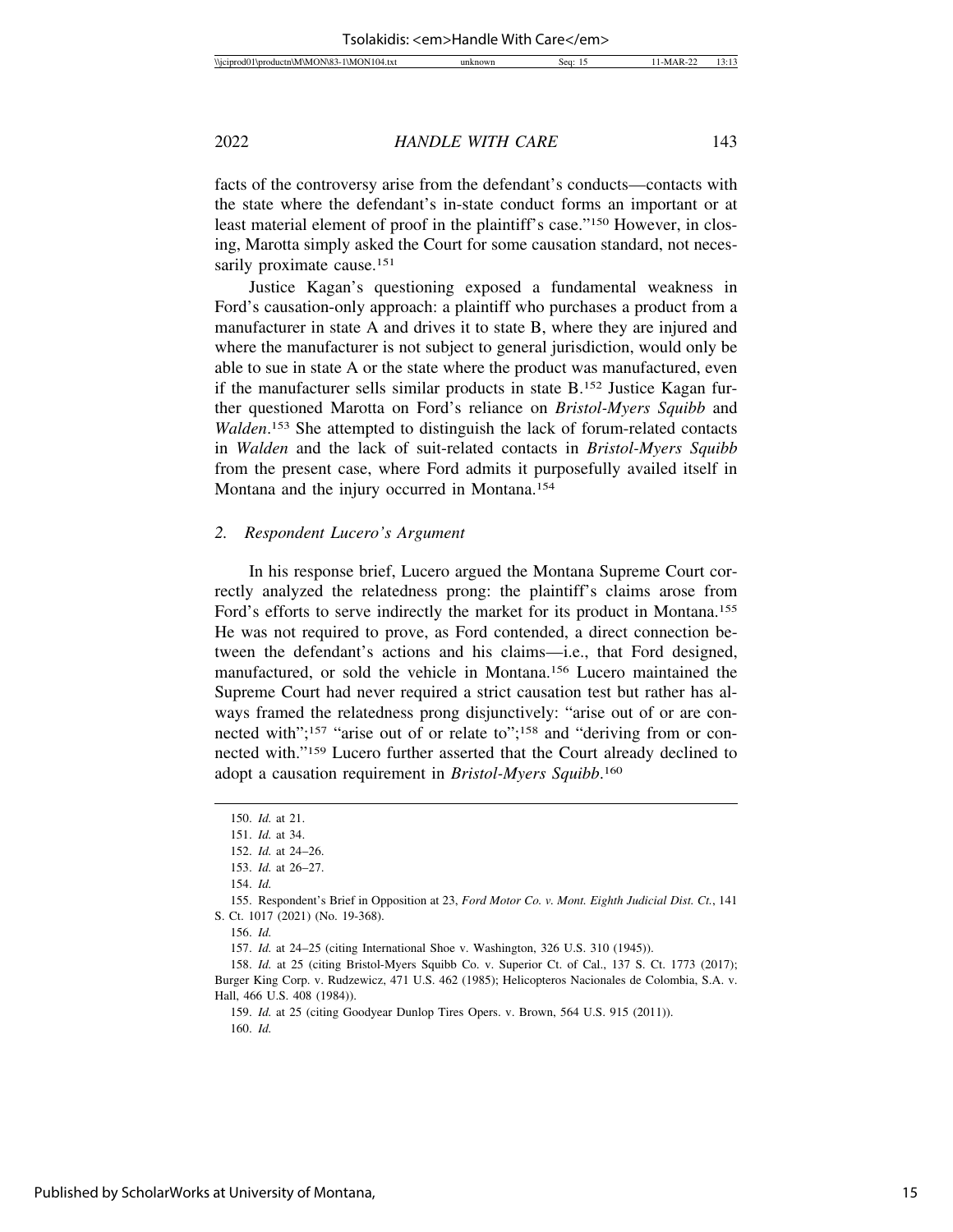facts of the controversy arise from the defendant's conducts—contacts with the state where the defendant's in-state conduct forms an important or at least material element of proof in the plaintiff's case."[150] However, in closing, Marotta simply asked the Court for some causation standard, not necessarily proximate cause.[151]

Justice Kagan's questioning exposed a fundamental weakness in Ford's causation-only approach: a plaintiff who purchases a product from a manufacturer in state A and drives it to state B, where they are injured and where the manufacturer is not subject to general jurisdiction, would only be able to sue in state A or the state where the product was manufactured, even if the manufacturer sells similar products in state B.[152] Justice Kagan further questioned Marotta on Ford's reliance on *Bristol-Myers Squibb* and *Walden*.[153] She attempted to distinguish the lack of forum-related contacts in *Walden* and the lack of suit-related contacts in *Bristol-Myers Squibb* from the present case, where Ford admits it purposefully availed itself in Montana and the injury occurred in Montana.[154]

### 2. *Respondent Lucero's Argument*

In his response brief, Lucero argued the Montana Supreme Court correctly analyzed the relatedness prong: the plaintiff's claims arose from Ford's efforts to serve indirectly the market for its product in Montana.[155] He was not required to prove, as Ford contended, a direct connection between the defendant's actions and his claims—i.e., that Ford designed, manufactured, or sold the vehicle in Montana.[156] Lucero maintained the Supreme Court had never required a strict causation test but rather has always framed the relatedness prong disjunctively: "arise out of or are connected with";[157] "arise out of or relate to";[158] and "deriving from or connected with."[159] Lucero further asserted that the Court already declined to adopt a causation requirement in *Bristol-Myers Squibb*.[160]

---

150. *Id.* at 21.

151. *Id.* at 34.

152. *Id.* at 24–26.

153. *Id.* at 26–27.

154. *Id.*

155. Respondent's Brief in Opposition at 23, *Ford Motor Co. v. Mont. Eighth Judicial Dist. Ct.*, 141 S. Ct. 1017 (2021) (No. 19-368).

156. *Id.*

157. *Id.* at 24–25 (citing International Shoe v. Washington, 326 U.S. 310 (1945)).

158. *Id.* at 25 (citing Bristol-Myers Squibb Co. v. Superior Ct. of Cal., 137 S. Ct. 1773 (2017); Burger King Corp. v. Rudzewicz, 471 U.S. 462 (1985); Helicopteros Nacionales de Colombia, S.A. v. Hall, 466 U.S. 408 (1984)).

159. *Id.* at 25 (citing Goodyear Dunlop Tires Opers. v. Brown, 564 U.S. 915 (2011)).

160. *Id.*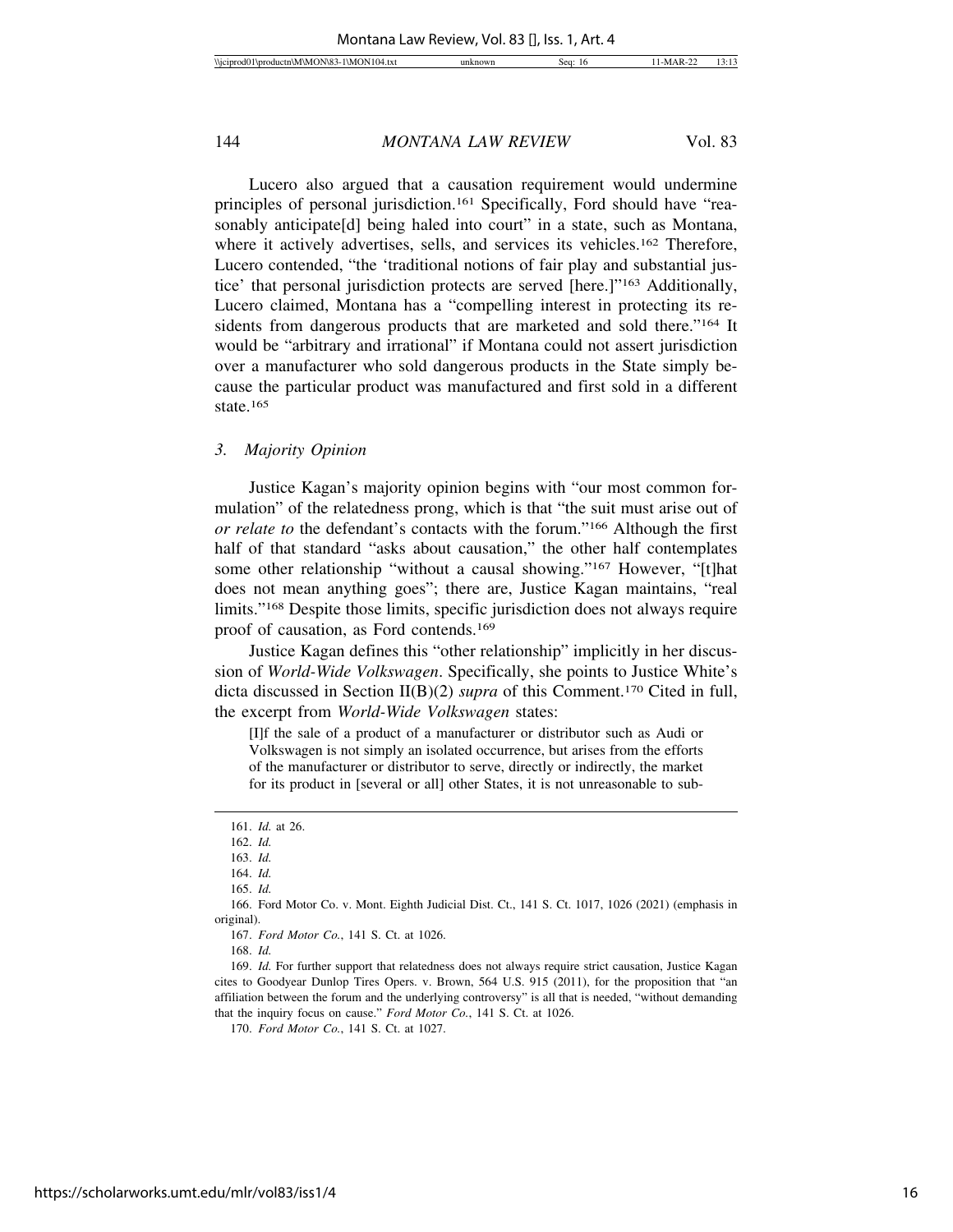Lucero also argued that a causation requirement would undermine principles of personal jurisdiction.[161] Specifically, Ford should have "reasonably anticipate[d] being haled into court" in a state, such as Montana, where it actively advertises, sells, and services its vehicles.[162] Therefore, Lucero contended, "the 'traditional notions of fair play and substantial justice' that personal jurisdiction protects are served [here.]"[163] Additionally, Lucero claimed, Montana has a "compelling interest in protecting its residents from dangerous products that are marketed and sold there."[164] It would be "arbitrary and irrational" if Montana could not assert jurisdiction over a manufacturer who sold dangerous products in the State simply because the particular product was manufactured and first sold in a different state.[165]

### *3. Majority Opinion*

Justice Kagan's majority opinion begins with "our most common formulation" of the relatedness prong, which is that "the suit must arise out of *or relate to* the defendant's contacts with the forum."[166] Although the first half of that standard "asks about causation," the other half contemplates some other relationship "without a causal showing."[167] However, "[t]hat does not mean anything goes"; there are, Justice Kagan maintains, "real limits."[168] Despite those limits, specific jurisdiction does not always require proof of causation, as Ford contends.[169]

Justice Kagan defines this "other relationship" implicitly in her discussion of *World-Wide Volkswagen*. Specifically, she points to Justice White's dicta discussed in Section II(B)(2) *supra* of this Comment.[170] Cited in full, the excerpt from *World-Wide Volkswagen* states:

> [I]f the sale of a product of a manufacturer or distributor such as Audi or Volkswagen is not simply an isolated occurrence, but arises from the efforts of the manufacturer or distributor to serve, directly or indirectly, the market for its product in [several or all] other States, it is not unreasonable to sub-

---

161. *Id.* at 26.

162. *Id.*

163. *Id.*

164. *Id.*

165. *Id.*

166. Ford Motor Co. v. Mont. Eighth Judicial Dist. Ct., 141 S. Ct. 1017, 1026 (2021) (emphasis in original).

167. *Ford Motor Co.*, 141 S. Ct. at 1026.

168. *Id.*

169. *Id.* For further support that relatedness does not always require strict causation, Justice Kagan cites to Goodyear Dunlop Tires Opers. v. Brown, 564 U.S. 915 (2011), for the proposition that "an affiliation between the forum and the underlying controversy" is all that is needed, "without demanding that the inquiry focus on cause." *Ford Motor Co.*, 141 S. Ct. at 1026.

170. *Ford Motor Co.*, 141 S. Ct. at 1027.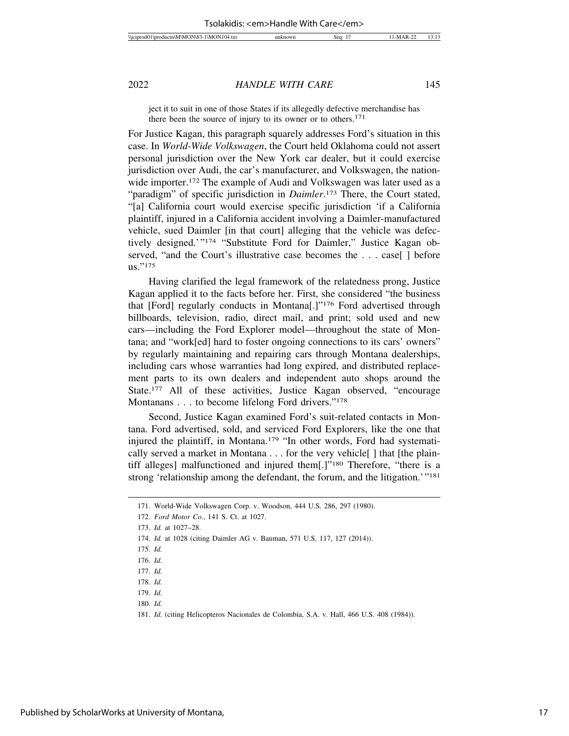ject it to suit in one of those States if its allegedly defective merchandise has there been the source of injury to its owner or to others.[171]

For Justice Kagan, this paragraph squarely addresses Ford's situation in this case. In *World-Wide Volkswagen*, the Court held Oklahoma could not assert personal jurisdiction over the New York car dealer, but it could exercise jurisdiction over Audi, the car's manufacturer, and Volkswagen, the nationwide importer.[172] The example of Audi and Volkswagen was later used as a "paradigm" of specific jurisdiction in *Daimler*.[173] There, the Court stated, "[a] California court would exercise specific jurisdiction 'if a California plaintiff, injured in a California accident involving a Daimler-manufactured vehicle, sued Daimler [in that court] alleging that the vehicle was defectively designed.'"[174] "Substitute Ford for Daimler," Justice Kagan observed, "and the Court's illustrative case becomes the . . . case[ ] before us."[175]

Having clarified the legal framework of the relatedness prong, Justice Kagan applied it to the facts before her. First, she considered "the business that [Ford] regularly conducts in Montana[.]"[176] Ford advertised through billboards, television, radio, direct mail, and print; sold used and new cars—including the Ford Explorer model—throughout the state of Montana; and "work[ed] hard to foster ongoing connections to its cars' owners" by regularly maintaining and repairing cars through Montana dealerships, including cars whose warranties had long expired, and distributed replacement parts to its own dealers and independent auto shops around the State.[177] All of these activities, Justice Kagan observed, "encourage Montanans . . . to become lifelong Ford drivers."[178]

Second, Justice Kagan examined Ford's suit-related contacts in Montana. Ford advertised, sold, and serviced Ford Explorers, like the one that injured the plaintiff, in Montana.[179] "In other words, Ford had systematically served a market in Montana . . . for the very vehicle[ ] that [the plaintiff alleges] malfunctioned and injured them[.]"[180] Therefore, "there is a strong 'relationship among the defendant, the forum, and the litigation.'"[181]

---

171. World-Wide Volkswagen Corp. v. Woodson, 444 U.S. 286, 297 (1980).

172. *Ford Motor Co.*, 141 S. Ct. at 1027.

173. *Id.* at 1027–28.

174. *Id.* at 1028 (citing Daimler AG v. Bauman, 571 U.S. 117, 127 (2014)).

175. *Id.*

176. *Id.*

177. *Id.*

178. *Id.*

179. *Id.*

180. *Id.*

181. *Id.* (citing Helicopteros Nacionales de Colombia, S.A. v. Hall, 466 U.S. 408 (1984)).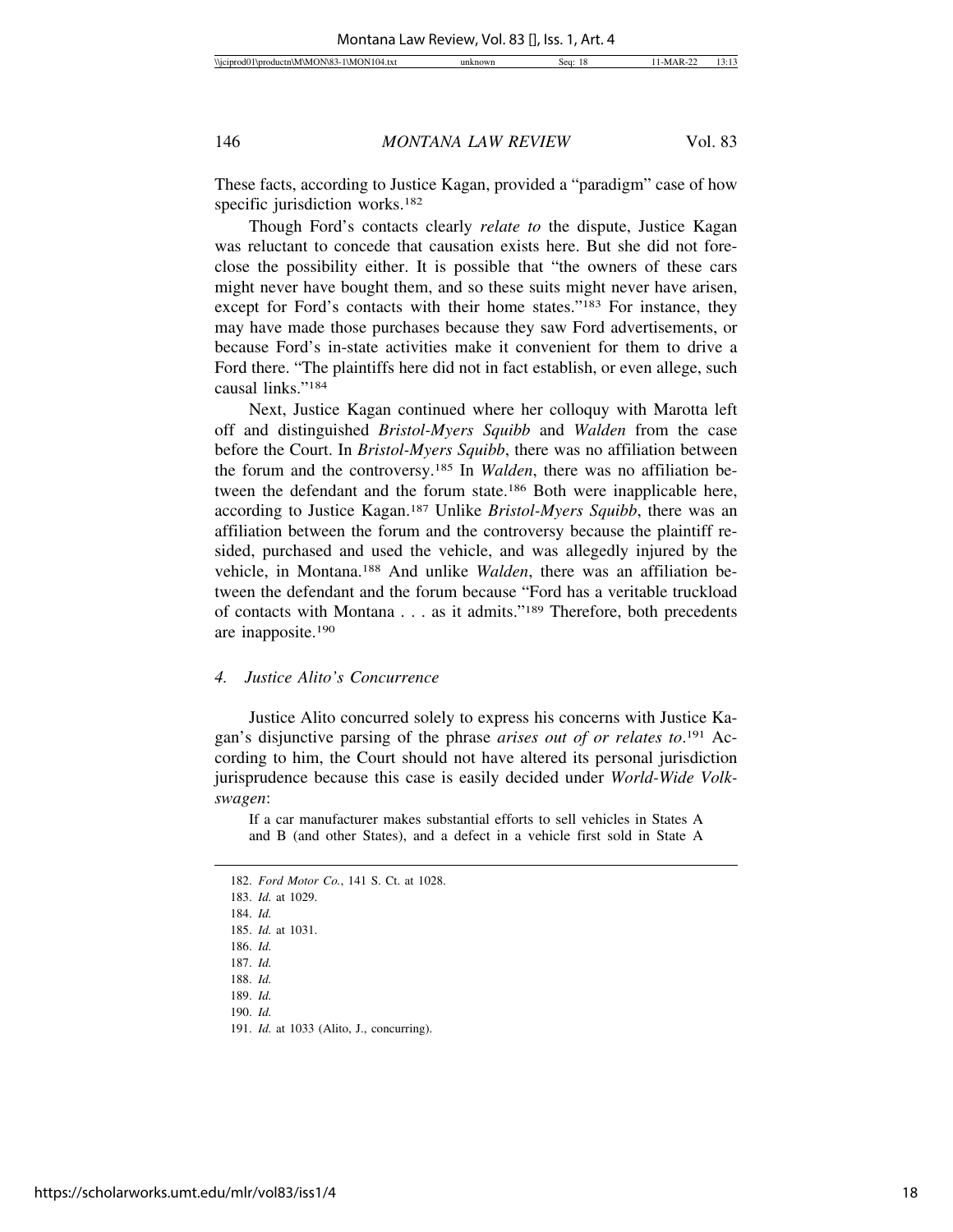These facts, according to Justice Kagan, provided a "paradigm" case of how specific jurisdiction works.[182]

Though Ford's contacts clearly *relate to* the dispute, Justice Kagan was reluctant to concede that causation exists here. But she did not foreclose the possibility either. It is possible that "the owners of these cars might never have bought them, and so these suits might never have arisen, except for Ford's contacts with their home states."[183] For instance, they may have made those purchases because they saw Ford advertisements, or because Ford's in-state activities make it convenient for them to drive a Ford there. "The plaintiffs here did not in fact establish, or even allege, such causal links."[184]

Next, Justice Kagan continued where her colloquy with Marotta left off and distinguished *Bristol-Myers Squibb* and *Walden* from the case before the Court. In *Bristol-Myers Squibb*, there was no affiliation between the forum and the controversy.[185] In *Walden*, there was no affiliation between the defendant and the forum state.[186] Both were inapplicable here, according to Justice Kagan.[187] Unlike *Bristol-Myers Squibb*, there was an affiliation between the forum and the controversy because the plaintiff resided, purchased and used the vehicle, and was allegedly injured by the vehicle, in Montana.[188] And unlike *Walden*, there was an affiliation between the defendant and the forum because "Ford has a veritable truckload of contacts with Montana . . . as it admits."[189] Therefore, both precedents are inapposite.[190]

### 4. *Justice Alito's Concurrence*

Justice Alito concurred solely to express his concerns with Justice Kagan's disjunctive parsing of the phrase *arises out of or relates to*.[191] According to him, the Court should not have altered its personal jurisdiction jurisprudence because this case is easily decided under *World-Wide Volkswagen*:

> If a car manufacturer makes substantial efforts to sell vehicles in States A and B (and other States), and a defect in a vehicle first sold in State A

182. *Ford Motor Co.*, 141 S. Ct. at 1028.
183. *Id.* at 1029.
184. *Id.*
185. *Id.* at 1031.
186. *Id.*
187. *Id.*
188. *Id.*
189. *Id.*
190. *Id.*
191. *Id.* at 1033 (Alito, J., concurring).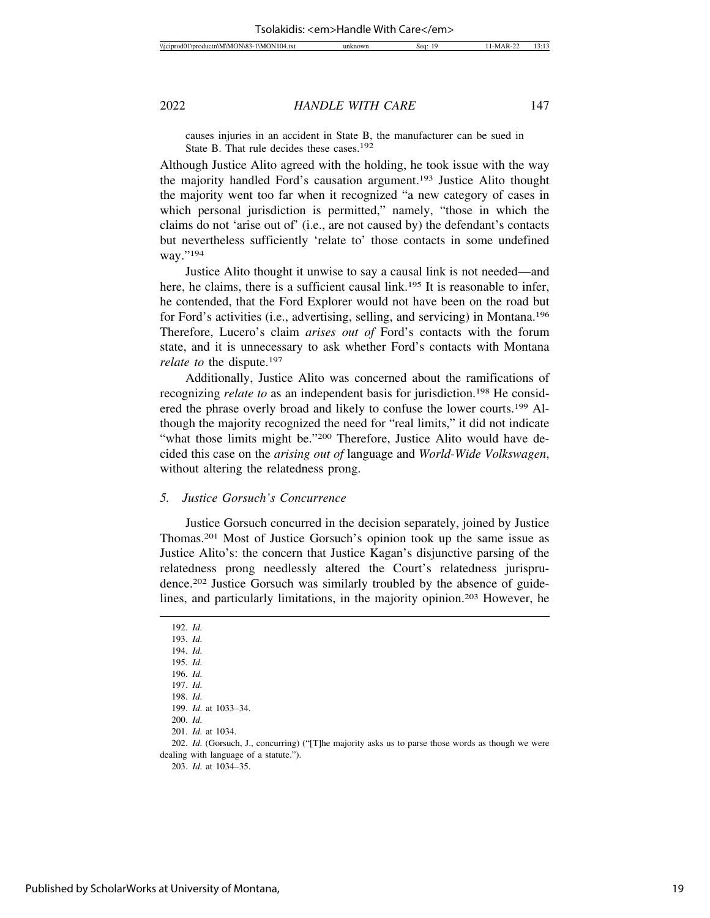causes injuries in an accident in State B, the manufacturer can be sued in State B. That rule decides these cases.[192]

Although Justice Alito agreed with the holding, he took issue with the way the majority handled Ford's causation argument.[193] Justice Alito thought the majority went too far when it recognized "a new category of cases in which personal jurisdiction is permitted," namely, "those in which the claims do not 'arise out of' (i.e., are not caused by) the defendant's contacts but nevertheless sufficiently 'relate to' those contacts in some undefined way."[194]

Justice Alito thought it unwise to say a causal link is not needed—and here, he claims, there is a sufficient causal link.[195] It is reasonable to infer, he contended, that the Ford Explorer would not have been on the road but for Ford's activities (i.e., advertising, selling, and servicing) in Montana.[196] Therefore, Lucero's claim *arises out of* Ford's contacts with the forum state, and it is unnecessary to ask whether Ford's contacts with Montana *relate to* the dispute.[197]

Additionally, Justice Alito was concerned about the ramifications of recognizing *relate to* as an independent basis for jurisdiction.[198] He considered the phrase overly broad and likely to confuse the lower courts.[199] Although the majority recognized the need for "real limits," it did not indicate "what those limits might be."[200] Therefore, Justice Alito would have decided this case on the *arising out of* language and *World-Wide Volkswagen*, without altering the relatedness prong.

### 5. *Justice Gorsuch's Concurrence*

Justice Gorsuch concurred in the decision separately, joined by Justice Thomas.[201] Most of Justice Gorsuch's opinion took up the same issue as Justice Alito's: the concern that Justice Kagan's disjunctive parsing of the relatedness prong needlessly altered the Court's relatedness jurisprudence.[202] Justice Gorsuch was similarly troubled by the absence of guidelines, and particularly limitations, in the majority opinion.[203] However, he

---

192. *Id.*
193. *Id.*
194. *Id.*
195. *Id.*
196. *Id.*
197. *Id.*
198. *Id.*
199. *Id.* at 1033–34.
200. *Id.*
201. *Id.* at 1034.
202. *Id.* (Gorsuch, J., concurring) ("[T]he majority asks us to parse those words as though we were dealing with language of a statute.").
203. *Id.* at 1034–35.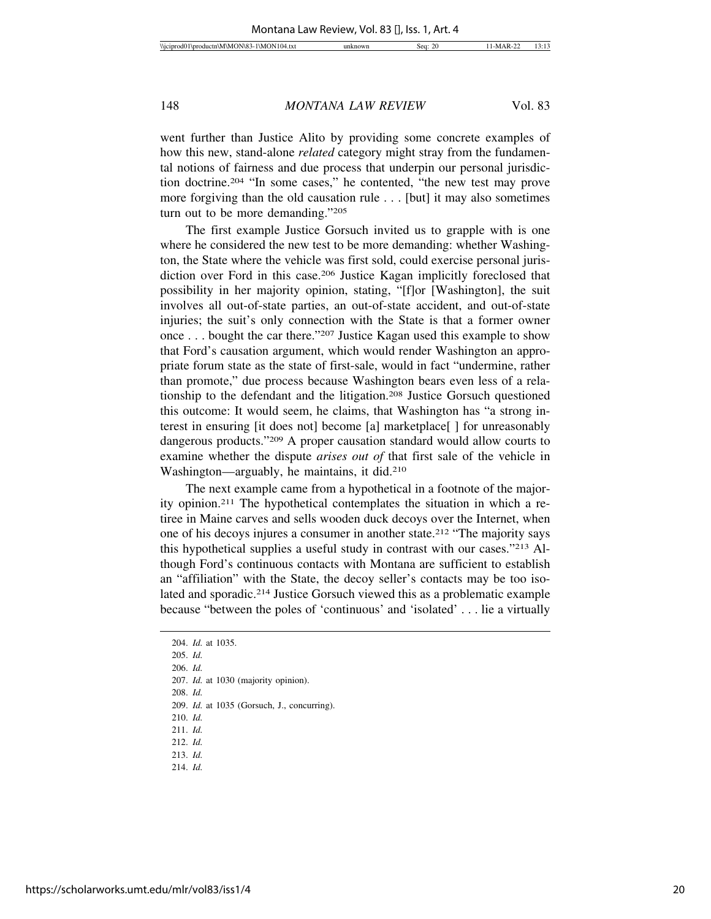went further than Justice Alito by providing some concrete examples of how this new, stand-alone *related* category might stray from the fundamental notions of fairness and due process that underpin our personal jurisdiction doctrine.[204] "In some cases," he contented, "the new test may prove more forgiving than the old causation rule . . . [but] it may also sometimes turn out to be more demanding."[205]

The first example Justice Gorsuch invited us to grapple with is one where he considered the new test to be more demanding: whether Washington, the State where the vehicle was first sold, could exercise personal jurisdiction over Ford in this case.[206] Justice Kagan implicitly foreclosed that possibility in her majority opinion, stating, "[f]or [Washington], the suit involves all out-of-state parties, an out-of-state accident, and out-of-state injuries; the suit's only connection with the State is that a former owner once . . . bought the car there."[207] Justice Kagan used this example to show that Ford's causation argument, which would render Washington an appropriate forum state as the state of first-sale, would in fact "undermine, rather than promote," due process because Washington bears even less of a relationship to the defendant and the litigation.[208] Justice Gorsuch questioned this outcome: It would seem, he claims, that Washington has "a strong interest in ensuring [it does not] become [a] marketplace[ ] for unreasonably dangerous products."[209] A proper causation standard would allow courts to examine whether the dispute *arises out of* that first sale of the vehicle in Washington—arguably, he maintains, it did.[210]

The next example came from a hypothetical in a footnote of the majority opinion.[211] The hypothetical contemplates the situation in which a retiree in Maine carves and sells wooden duck decoys over the Internet, when one of his decoys injures a consumer in another state.[212] "The majority says this hypothetical supplies a useful study in contrast with our cases."[213] Although Ford's continuous contacts with Montana are sufficient to establish an "affiliation" with the State, the decoy seller's contacts may be too isolated and sporadic.[214] Justice Gorsuch viewed this as a problematic example because "between the poles of 'continuous' and 'isolated' . . . lie a virtually

---

204. *Id.* at 1035.
205. *Id.*
206. *Id.*
207. *Id.* at 1030 (majority opinion).
208. *Id.*
209. *Id.* at 1035 (Gorsuch, J., concurring).
210. *Id.*
211. *Id.*
212. *Id.*
213. *Id.*
214. *Id.*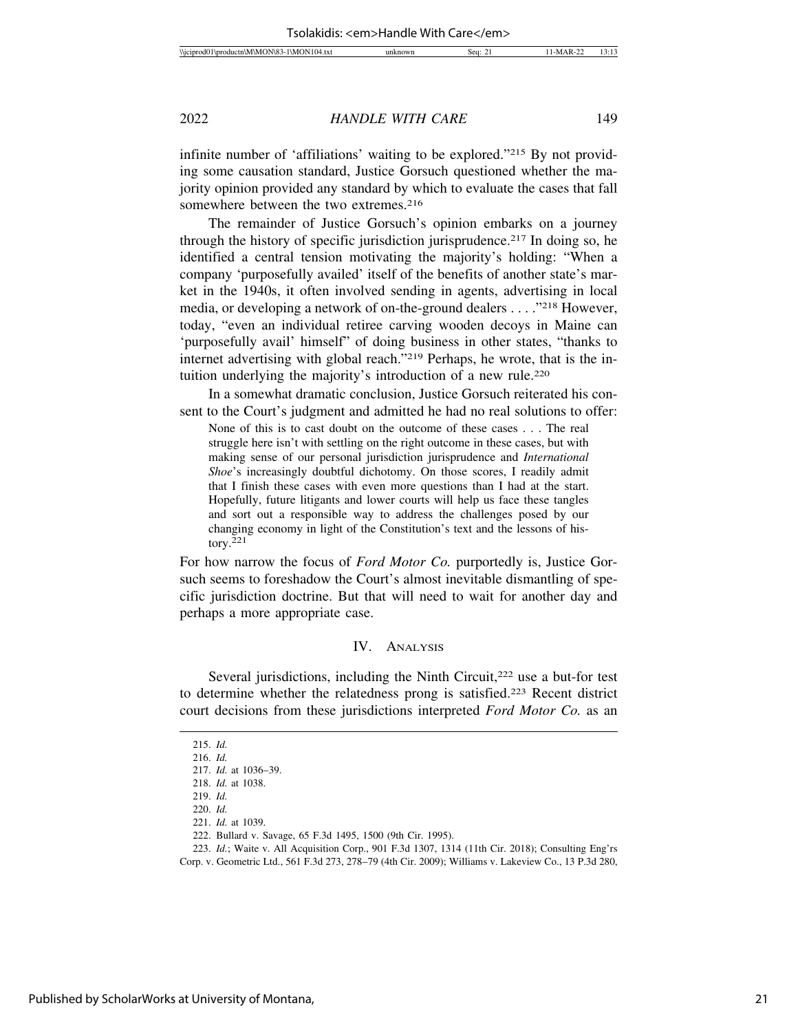infinite number of 'affiliations' waiting to be explored."[215] By not providing some causation standard, Justice Gorsuch questioned whether the majority opinion provided any standard by which to evaluate the cases that fall somewhere between the two extremes.[216]

The remainder of Justice Gorsuch's opinion embarks on a journey through the history of specific jurisdiction jurisprudence.[217] In doing so, he identified a central tension motivating the majority's holding: "When a company 'purposefully availed' itself of the benefits of another state's market in the 1940s, it often involved sending in agents, advertising in local media, or developing a network of on-the-ground dealers . . . ."[218] However, today, "even an individual retiree carving wooden decoys in Maine can 'purposefully avail' himself" of doing business in other states, "thanks to internet advertising with global reach."[219] Perhaps, he wrote, that is the intuition underlying the majority's introduction of a new rule.[220]

In a somewhat dramatic conclusion, Justice Gorsuch reiterated his consent to the Court's judgment and admitted he had no real solutions to offer:

> None of this is to cast doubt on the outcome of these cases . . . The real struggle here isn't with settling on the right outcome in these cases, but with making sense of our personal jurisdiction jurisprudence and *International Shoe*'s increasingly doubtful dichotomy. On those scores, I readily admit that I finish these cases with even more questions than I had at the start. Hopefully, future litigants and lower courts will help us face these tangles and sort out a responsible way to address the challenges posed by our changing economy in light of the Constitution's text and the lessons of history.[221]

For how narrow the focus of *Ford Motor Co.* purportedly is, Justice Gorsuch seems to foreshadow the Court's almost inevitable dismantling of specific jurisdiction doctrine. But that will need to wait for another day and perhaps a more appropriate case.

## IV. Analysis

Several jurisdictions, including the Ninth Circuit,[222] use a but-for test to determine whether the relatedness prong is satisfied.[223] Recent district court decisions from these jurisdictions interpreted *Ford Motor Co.* as an

---

215. *Id.*
216. *Id.*
217. *Id.* at 1036–39.
218. *Id.* at 1038.
219. *Id.*
220. *Id.*
221. *Id.* at 1039.
222. Bullard v. Savage, 65 F.3d 1495, 1500 (9th Cir. 1995).
223. *Id.*; Waite v. All Acquisition Corp., 901 F.3d 1307, 1314 (11th Cir. 2018); Consulting Eng'rs Corp. v. Geometric Ltd., 561 F.3d 273, 278–79 (4th Cir. 2009); Williams v. Lakeview Co., 13 P.3d 280,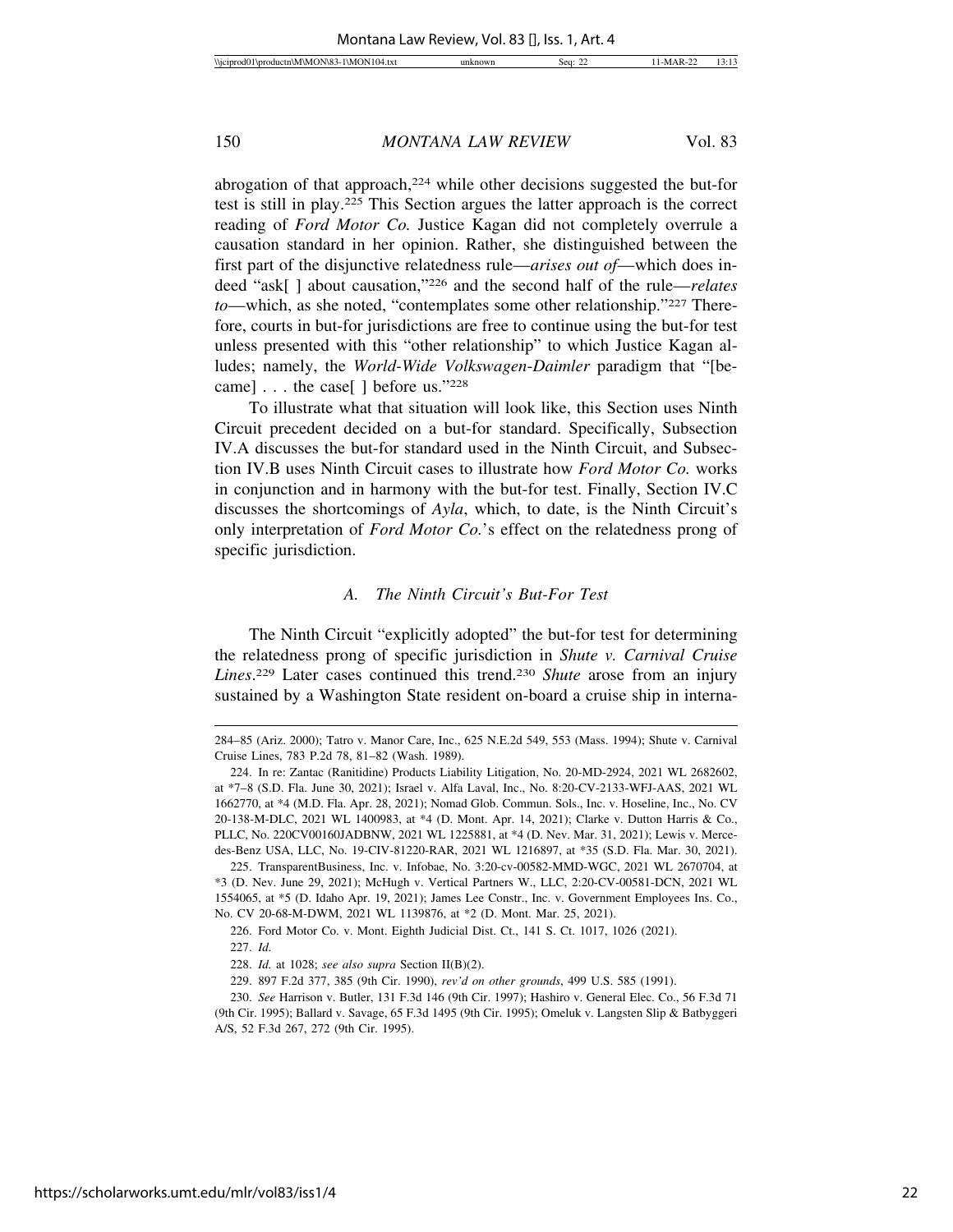abrogation of that approach,[224] while other decisions suggested the but-for test is still in play.[225] This Section argues the latter approach is the correct reading of *Ford Motor Co.* Justice Kagan did not completely overrule a causation standard in her opinion. Rather, she distinguished between the first part of the disjunctive relatedness rule—*arises out of*—which does indeed "ask[ ] about causation,"[226] and the second half of the rule—*relates to*—which, as she noted, "contemplates some other relationship."[227] Therefore, courts in but-for jurisdictions are free to continue using the but-for test unless presented with this "other relationship" to which Justice Kagan alludes; namely, the *World-Wide Volkswagen-Daimler* paradigm that "[became] . . . the case[ ] before us."[228]

To illustrate what that situation will look like, this Section uses Ninth Circuit precedent decided on a but-for standard. Specifically, Subsection IV.A discusses the but-for standard used in the Ninth Circuit, and Subsection IV.B uses Ninth Circuit cases to illustrate how *Ford Motor Co.* works in conjunction and in harmony with the but-for test. Finally, Section IV.C discusses the shortcomings of *Ayla*, which, to date, is the Ninth Circuit's only interpretation of *Ford Motor Co.*'s effect on the relatedness prong of specific jurisdiction.

### *A. The Ninth Circuit's But-For Test*

The Ninth Circuit "explicitly adopted" the but-for test for determining the relatedness prong of specific jurisdiction in *Shute v. Carnival Cruise Lines*.[229] Later cases continued this trend.[230] *Shute* arose from an injury sustained by a Washington State resident on-board a cruise ship in interna-

---

284–85 (Ariz. 2000); Tatro v. Manor Care, Inc., 625 N.E.2d 549, 553 (Mass. 1994); Shute v. Carnival Cruise Lines, 783 P.2d 78, 81–82 (Wash. 1989).

224. In re: Zantac (Ranitidine) Products Liability Litigation, No. 20-MD-2924, 2021 WL 2682602, at *7–8 (S.D. Fla. June 30, 2021); Israel v. Alfa Laval, Inc., No. 8:20-CV-2133-WFJ-AAS, 2021 WL 1662770, at *4 (M.D. Fla. Apr. 28, 2021); Nomad Glob. Commun. Sols., Inc. v. Hoseline, Inc., No. CV 20-138-M-DLC, 2021 WL 1400983, at *4 (D. Mont. Apr. 14, 2021); Clarke v. Dutton Harris & Co., PLLC, No. 220CV00160JADBNW, 2021 WL 1225881, at *4 (D. Nev. Mar. 31, 2021); Lewis v. Mercedes-Benz USA, LLC, No. 19-CIV-81220-RAR, 2021 WL 1216897, at *35 (S.D. Fla. Mar. 30, 2021).

225. TransparentBusiness, Inc. v. Infobae, No. 3:20-cv-00582-MMD-WGC, 2021 WL 2670704, at *3 (D. Nev. June 29, 2021); McHugh v. Vertical Partners W., LLC, 2:20-CV-00581-DCN, 2021 WL 1554065, at *5 (D. Idaho Apr. 19, 2021); James Lee Constr., Inc. v. Government Employees Ins. Co., No. CV 20-68-M-DWM, 2021 WL 1139876, at *2 (D. Mont. Mar. 25, 2021).

226. Ford Motor Co. v. Mont. Eighth Judicial Dist. Ct., 141 S. Ct. 1017, 1026 (2021).

227. *Id.*

228. *Id.* at 1028; *see also supra* Section II(B)(2).

229. 897 F.2d 377, 385 (9th Cir. 1990), *rev'd on other grounds*, 499 U.S. 585 (1991).

230. *See* Harrison v. Butler, 131 F.3d 146 (9th Cir. 1997); Hashiro v. General Elec. Co., 56 F.3d 71 (9th Cir. 1995); Ballard v. Savage, 65 F.3d 1495 (9th Cir. 1995); Omeluk v. Langsten Slip & Batbyggeri A/S, 52 F.3d 267, 272 (9th Cir. 1995).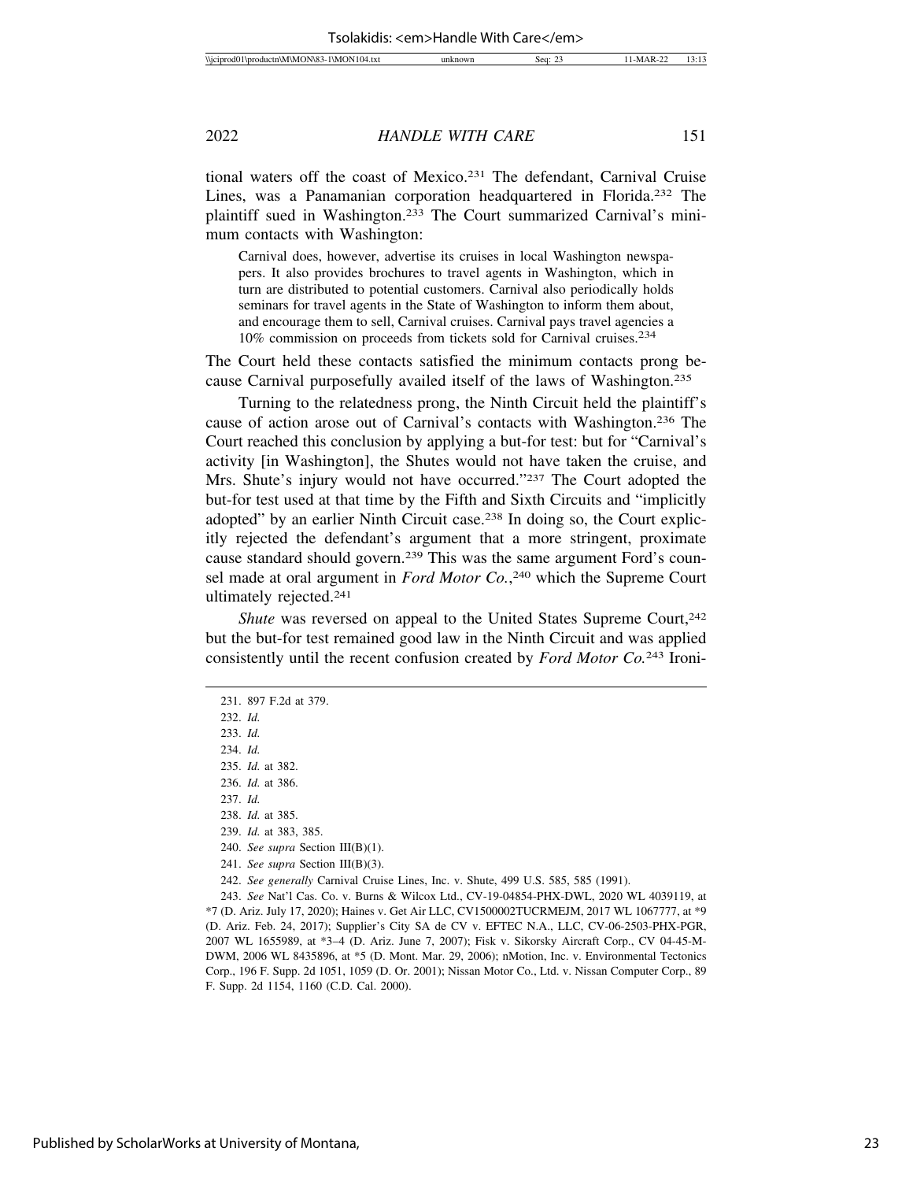tional waters off the coast of Mexico.[231] The defendant, Carnival Cruise Lines, was a Panamanian corporation headquartered in Florida.[232] The plaintiff sued in Washington.[233] The Court summarized Carnival's minimum contacts with Washington:

> Carnival does, however, advertise its cruises in local Washington newspapers. It also provides brochures to travel agents in Washington, which in turn are distributed to potential customers. Carnival also periodically holds seminars for travel agents in the State of Washington to inform them about, and encourage them to sell, Carnival cruises. Carnival pays travel agencies a 10% commission on proceeds from tickets sold for Carnival cruises.[234]

The Court held these contacts satisfied the minimum contacts prong because Carnival purposefully availed itself of the laws of Washington.[235]

Turning to the relatedness prong, the Ninth Circuit held the plaintiff's cause of action arose out of Carnival's contacts with Washington.[236] The Court reached this conclusion by applying a but-for test: but for "Carnival's activity [in Washington], the Shutes would not have taken the cruise, and Mrs. Shute's injury would not have occurred."[237] The Court adopted the but-for test used at that time by the Fifth and Sixth Circuits and "implicitly adopted" by an earlier Ninth Circuit case.[238] In doing so, the Court explicitly rejected the defendant's argument that a more stringent, proximate cause standard should govern.[239] This was the same argument Ford's counsel made at oral argument in *Ford Motor Co.*,[240] which the Supreme Court ultimately rejected.[241]

*Shute* was reversed on appeal to the United States Supreme Court,[242] but the but-for test remained good law in the Ninth Circuit and was applied consistently until the recent confusion created by *Ford Motor Co.*[243] Ironi-

---

231. 897 F.2d at 379.

232. *Id.*

233. *Id.*

234. *Id.*

235. *Id.* at 382.

236. *Id.* at 386.

237. *Id.*

238. *Id.* at 385.

239. *Id.* at 383, 385.

240. *See supra* Section III(B)(1).

241. *See supra* Section III(B)(3).

242. *See generally* Carnival Cruise Lines, Inc. v. Shute, 499 U.S. 585, 585 (1991).

243. *See* Nat'l Cas. Co. v. Burns & Wilcox Ltd., CV-19-04854-PHX-DWL, 2020 WL 4039119, at *7 (D. Ariz. July 17, 2020); Haines v. Get Air LLC, CV1500002TUCRMEJM, 2017 WL 1067777, at *9 (D. Ariz. Feb. 24, 2017); Supplier's City SA de CV v. EFTEC N.A., LLC, CV-06-2503-PHX-PGR, 2007 WL 1655989, at *3–4 (D. Ariz. June 7, 2007); Fisk v. Sikorsky Aircraft Corp., CV 04-45-M-DWM, 2006 WL 8435896, at *5 (D. Mont. Mar. 29, 2006); nMotion, Inc. v. Environmental Tectonics Corp., 196 F. Supp. 2d 1051, 1059 (D. Or. 2001); Nissan Motor Co., Ltd. v. Nissan Computer Corp., 89 F. Supp. 2d 1154, 1160 (C.D. Cal. 2000).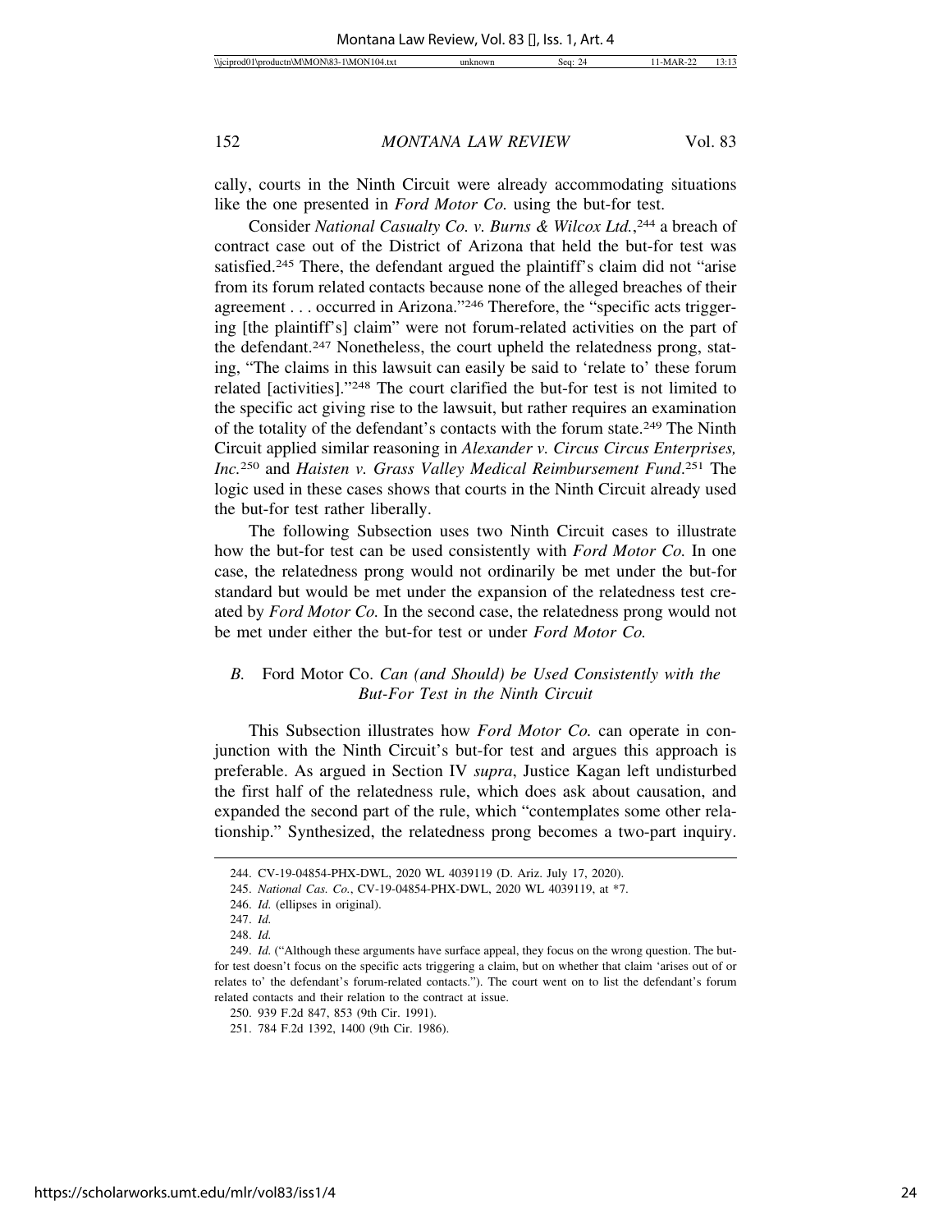cally, courts in the Ninth Circuit were already accommodating situations like the one presented in *Ford Motor Co.* using the but-for test.

Consider *National Casualty Co. v. Burns & Wilcox Ltd.*,[244] a breach of contract case out of the District of Arizona that held the but-for test was satisfied.[245] There, the defendant argued the plaintiff's claim did not "arise from its forum related contacts because none of the alleged breaches of their agreement . . . occurred in Arizona."[246] Therefore, the "specific acts triggering [the plaintiff's] claim" were not forum-related activities on the part of the defendant.[247] Nonetheless, the court upheld the relatedness prong, stating, "The claims in this lawsuit can easily be said to 'relate to' these forum related [activities]."[248] The court clarified the but-for test is not limited to the specific act giving rise to the lawsuit, but rather requires an examination of the totality of the defendant's contacts with the forum state.[249] The Ninth Circuit applied similar reasoning in *Alexander v. Circus Circus Enterprises, Inc.*[250] and *Haisten v. Grass Valley Medical Reimbursement Fund*.[251] The logic used in these cases shows that courts in the Ninth Circuit already used the but-for test rather liberally.

The following Subsection uses two Ninth Circuit cases to illustrate how the but-for test can be used consistently with *Ford Motor Co.* In one case, the relatedness prong would not ordinarily be met under the but-for standard but would be met under the expansion of the relatedness test created by *Ford Motor Co.* In the second case, the relatedness prong would not be met under either the but-for test or under *Ford Motor Co.*

### *B.* Ford Motor Co. *Can (and Should) be Used Consistently with the But-For Test in the Ninth Circuit*

This Subsection illustrates how *Ford Motor Co.* can operate in conjunction with the Ninth Circuit's but-for test and argues this approach is preferable. As argued in Section IV *supra*, Justice Kagan left undisturbed the first half of the relatedness rule, which does ask about causation, and expanded the second part of the rule, which "contemplates some other relationship." Synthesized, the relatedness prong becomes a two-part inquiry.

---

244. CV-19-04854-PHX-DWL, 2020 WL 4039119 (D. Ariz. July 17, 2020).

245. *National Cas. Co.*, CV-19-04854-PHX-DWL, 2020 WL 4039119, at *7.

246. *Id.* (ellipses in original).

247. *Id.*

248. *Id.*

249. *Id.* ("Although these arguments have surface appeal, they focus on the wrong question. The but-for test doesn't focus on the specific acts triggering a claim, but on whether that claim 'arises out of or relates to' the defendant's forum-related contacts."). The court went on to list the defendant's forum related contacts and their relation to the contract at issue.

250. 939 F.2d 847, 853 (9th Cir. 1991).

251. 784 F.2d 1392, 1400 (9th Cir. 1986).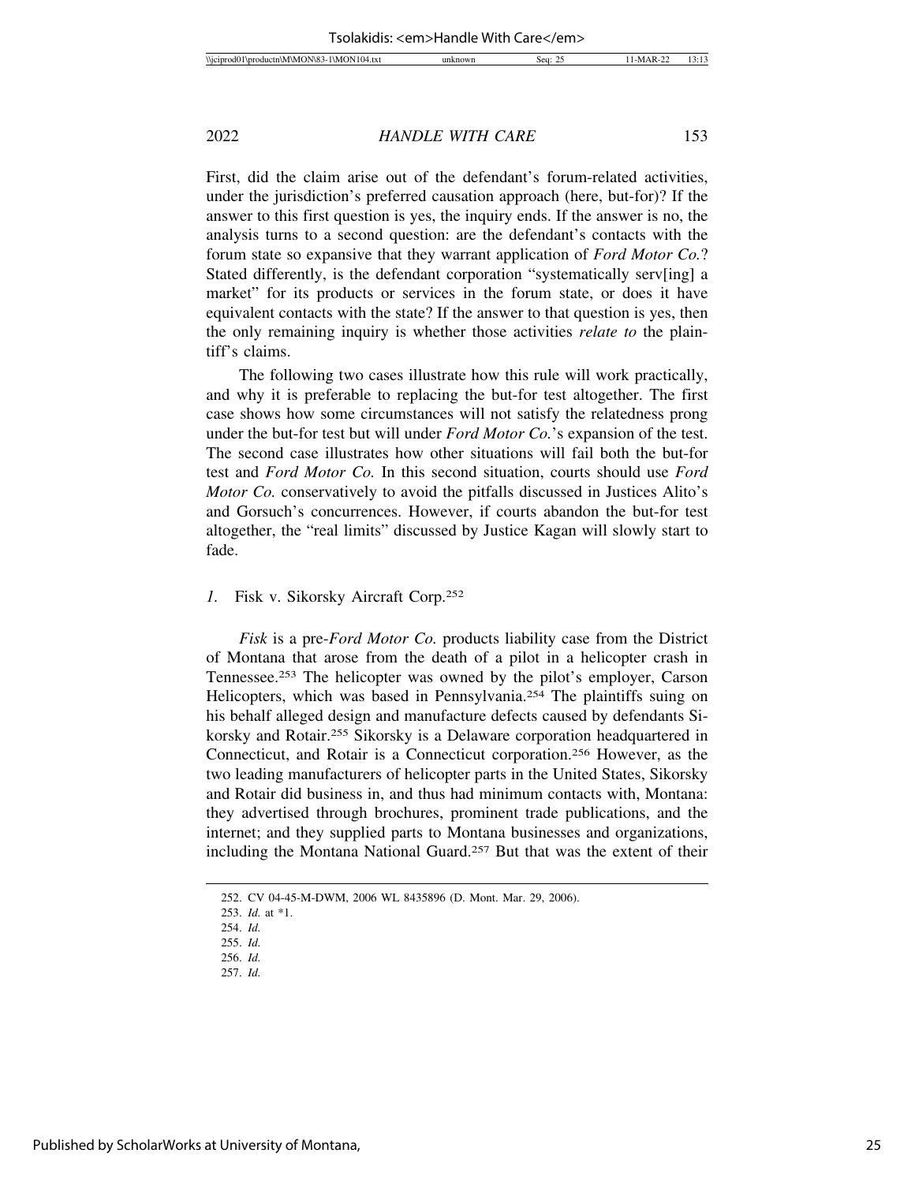First, did the claim arise out of the defendant's forum-related activities, under the jurisdiction's preferred causation approach (here, but-for)? If the answer to this first question is yes, the inquiry ends. If the answer is no, the analysis turns to a second question: are the defendant's contacts with the forum state so expansive that they warrant application of *Ford Motor Co.*? Stated differently, is the defendant corporation "systematically serv[ing] a market" for its products or services in the forum state, or does it have equivalent contacts with the state? If the answer to that question is yes, then the only remaining inquiry is whether those activities *relate to* the plaintiff's claims.

The following two cases illustrate how this rule will work practically, and why it is preferable to replacing the but-for test altogether. The first case shows how some circumstances will not satisfy the relatedness prong under the but-for test but will under *Ford Motor Co.*'s expansion of the test. The second case illustrates how other situations will fail both the but-for test and *Ford Motor Co.* In this second situation, courts should use *Ford Motor Co.* conservatively to avoid the pitfalls discussed in Justices Alito's and Gorsuch's concurrences. However, if courts abandon the but-for test altogether, the "real limits" discussed by Justice Kagan will slowly start to fade.

### *1.* Fisk v. Sikorsky Aircraft Corp.[252]

*Fisk* is a pre-*Ford Motor Co.* products liability case from the District of Montana that arose from the death of a pilot in a helicopter crash in Tennessee.[253] The helicopter was owned by the pilot's employer, Carson Helicopters, which was based in Pennsylvania.[254] The plaintiffs suing on his behalf alleged design and manufacture defects caused by defendants Sikorsky and Rotair.[255] Sikorsky is a Delaware corporation headquartered in Connecticut, and Rotair is a Connecticut corporation.[256] However, as the two leading manufacturers of helicopter parts in the United States, Sikorsky and Rotair did business in, and thus had minimum contacts with, Montana: they advertised through brochures, prominent trade publications, and the internet; and they supplied parts to Montana businesses and organizations, including the Montana National Guard.[257] But that was the extent of their

---

252. CV 04-45-M-DWM, 2006 WL 8435896 (D. Mont. Mar. 29, 2006).
253. *Id.* at *1.
254. *Id.*
255. *Id.*
256. *Id.*
257. *Id.*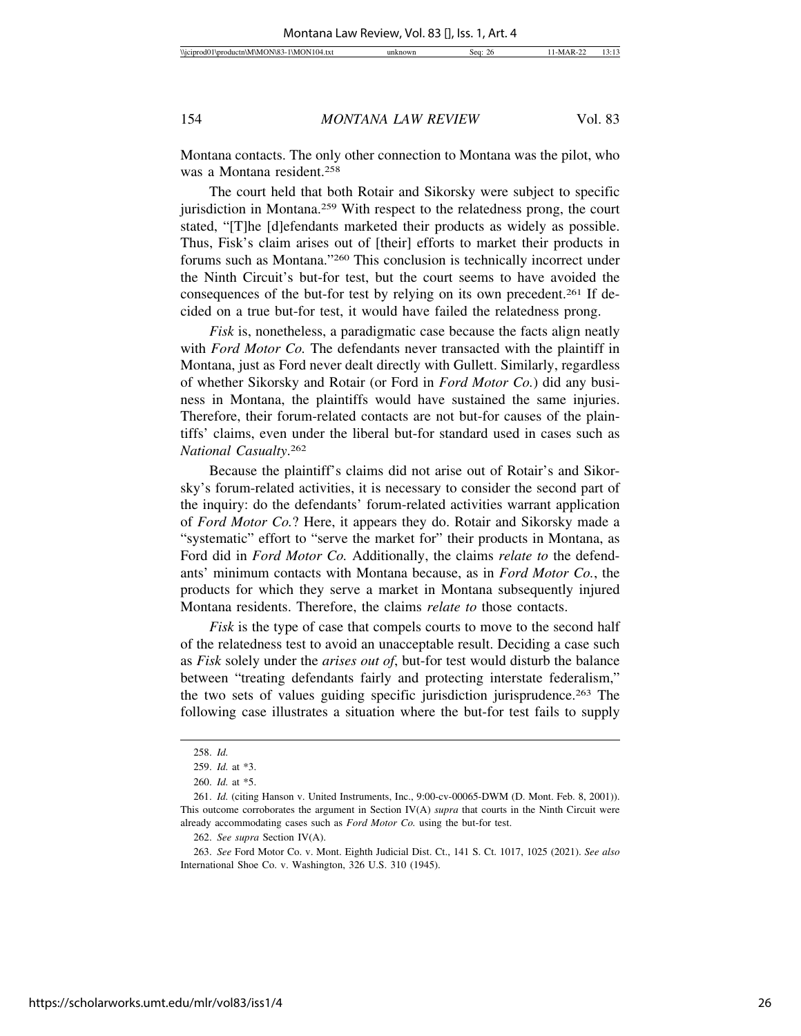Montana contacts. The only other connection to Montana was the pilot, who was a Montana resident.[258]

The court held that both Rotair and Sikorsky were subject to specific jurisdiction in Montana.[259] With respect to the relatedness prong, the court stated, "[T]he [d]efendants marketed their products as widely as possible. Thus, Fisk's claim arises out of [their] efforts to market their products in forums such as Montana."[260] This conclusion is technically incorrect under the Ninth Circuit's but-for test, but the court seems to have avoided the consequences of the but-for test by relying on its own precedent.[261] If decided on a true but-for test, it would have failed the relatedness prong.

*Fisk* is, nonetheless, a paradigmatic case because the facts align neatly with *Ford Motor Co.* The defendants never transacted with the plaintiff in Montana, just as Ford never dealt directly with Gullett. Similarly, regardless of whether Sikorsky and Rotair (or Ford in *Ford Motor Co.*) did any business in Montana, the plaintiffs would have sustained the same injuries. Therefore, their forum-related contacts are not but-for causes of the plaintiffs' claims, even under the liberal but-for standard used in cases such as *National Casualty*.[262]

Because the plaintiff's claims did not arise out of Rotair's and Sikorsky's forum-related activities, it is necessary to consider the second part of the inquiry: do the defendants' forum-related activities warrant application of *Ford Motor Co.*? Here, it appears they do. Rotair and Sikorsky made a "systematic" effort to "serve the market for" their products in Montana, as Ford did in *Ford Motor Co.* Additionally, the claims *relate to* the defendants' minimum contacts with Montana because, as in *Ford Motor Co.*, the products for which they serve a market in Montana subsequently injured Montana residents. Therefore, the claims *relate to* those contacts.

*Fisk* is the type of case that compels courts to move to the second half of the relatedness test to avoid an unacceptable result. Deciding a case such as *Fisk* solely under the *arises out of*, but-for test would disturb the balance between "treating defendants fairly and protecting interstate federalism," the two sets of values guiding specific jurisdiction jurisprudence.[263] The following case illustrates a situation where the but-for test fails to supply

---

258. *Id.*

259. *Id.* at *3.

260. *Id.* at *5.

261. *Id.* (citing Hanson v. United Instruments, Inc., 9:00-cv-00065-DWM (D. Mont. Feb. 8, 2001)). This outcome corroborates the argument in Section IV(A) *supra* that courts in the Ninth Circuit were already accommodating cases such as *Ford Motor Co.* using the but-for test.

262. *See supra* Section IV(A).

263. *See* Ford Motor Co. v. Mont. Eighth Judicial Dist. Ct., 141 S. Ct. 1017, 1025 (2021). *See also* International Shoe Co. v. Washington, 326 U.S. 310 (1945).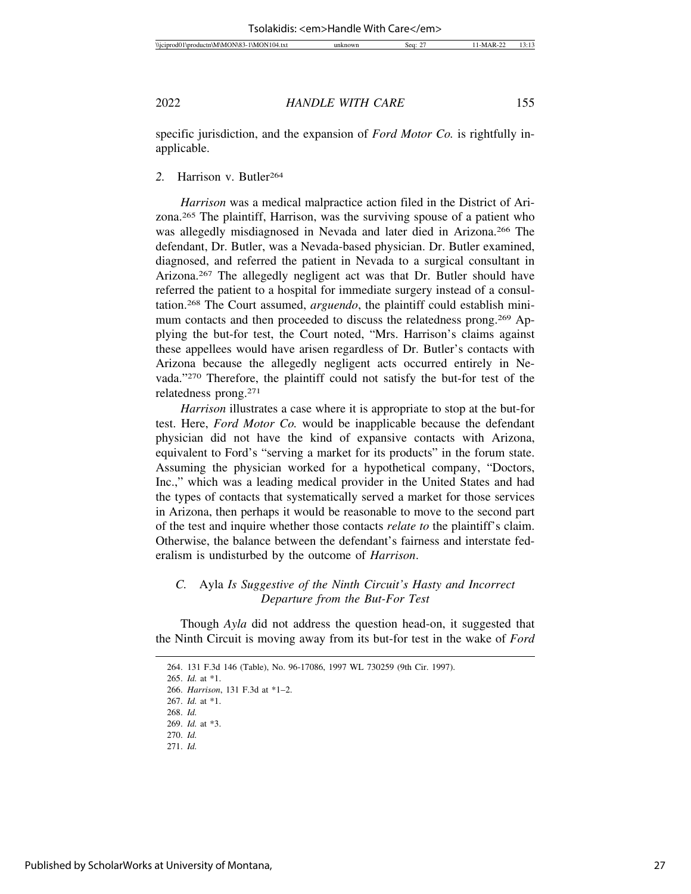specific jurisdiction, and the expansion of *Ford Motor Co.* is rightfully inapplicable.

### 2. Harrison v. Butler[264]

*Harrison* was a medical malpractice action filed in the District of Arizona.[265] The plaintiff, Harrison, was the surviving spouse of a patient who was allegedly misdiagnosed in Nevada and later died in Arizona.[266] The defendant, Dr. Butler, was a Nevada-based physician. Dr. Butler examined, diagnosed, and referred the patient in Nevada to a surgical consultant in Arizona.[267] The allegedly negligent act was that Dr. Butler should have referred the patient to a hospital for immediate surgery instead of a consultation.[268] The Court assumed, *arguendo*, the plaintiff could establish minimum contacts and then proceeded to discuss the relatedness prong.[269] Applying the but-for test, the Court noted, "Mrs. Harrison's claims against these appellees would have arisen regardless of Dr. Butler's contacts with Arizona because the allegedly negligent acts occurred entirely in Nevada."[270] Therefore, the plaintiff could not satisfy the but-for test of the relatedness prong.[271]

*Harrison* illustrates a case where it is appropriate to stop at the but-for test. Here, *Ford Motor Co.* would be inapplicable because the defendant physician did not have the kind of expansive contacts with Arizona, equivalent to Ford's "serving a market for its products" in the forum state. Assuming the physician worked for a hypothetical company, "Doctors, Inc.," which was a leading medical provider in the United States and had the types of contacts that systematically served a market for those services in Arizona, then perhaps it would be reasonable to move to the second part of the test and inquire whether those contacts *relate to* the plaintiff's claim. Otherwise, the balance between the defendant's fairness and interstate federalism is undisturbed by the outcome of *Harrison*.

## C. *Ayla Is Suggestive of the Ninth Circuit's Hasty and Incorrect Departure from the But-For Test*

Though *Ayla* did not address the question head-on, it suggested that the Ninth Circuit is moving away from its but-for test in the wake of *Ford*

---

264. 131 F.3d 146 (Table), No. 96-17086, 1997 WL 730259 (9th Cir. 1997).
265. *Id.* at *1.
266. *Harrison*, 131 F.3d at *1–2.
267. *Id.* at *1.
268. *Id.*
269. *Id.* at *3.
270. *Id.*
271. *Id.*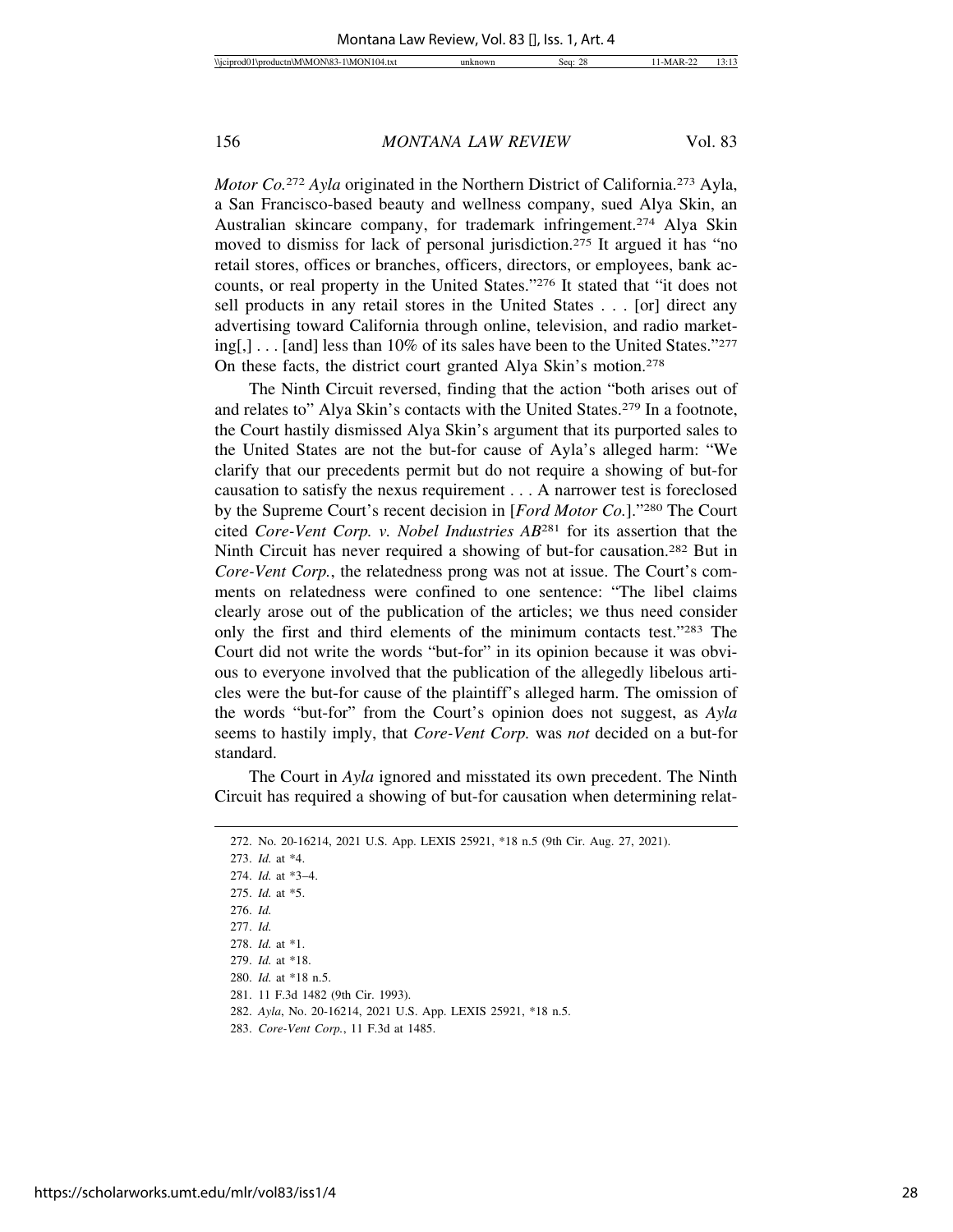*Motor Co.*[272] *Ayla* originated in the Northern District of California.[273] Ayla, a San Francisco-based beauty and wellness company, sued Alya Skin, an Australian skincare company, for trademark infringement.[274] Alya Skin moved to dismiss for lack of personal jurisdiction.[275] It argued it has "no retail stores, offices or branches, officers, directors, or employees, bank accounts, or real property in the United States."[276] It stated that "it does not sell products in any retail stores in the United States . . . [or] direct any advertising toward California through online, television, and radio marketing[,] . . . [and] less than 10% of its sales have been to the United States."[277] On these facts, the district court granted Alya Skin's motion.[278]

The Ninth Circuit reversed, finding that the action "both arises out of and relates to" Alya Skin's contacts with the United States.[279] In a footnote, the Court hastily dismissed Alya Skin's argument that its purported sales to the United States are not the but-for cause of Ayla's alleged harm: "We clarify that our precedents permit but do not require a showing of but-for causation to satisfy the nexus requirement . . . A narrower test is foreclosed by the Supreme Court's recent decision in [*Ford Motor Co.*]."[280] The Court cited *Core-Vent Corp. v. Nobel Industries AB*[281] for its assertion that the Ninth Circuit has never required a showing of but-for causation.[282] But in *Core-Vent Corp.*, the relatedness prong was not at issue. The Court's comments on relatedness were confined to one sentence: "The libel claims clearly arose out of the publication of the articles; we thus need consider only the first and third elements of the minimum contacts test."[283] The Court did not write the words "but-for" in its opinion because it was obvious to everyone involved that the publication of the allegedly libelous articles were the but-for cause of the plaintiff's alleged harm. The omission of the words "but-for" from the Court's opinion does not suggest, as *Ayla* seems to hastily imply, that *Core-Vent Corp.* was *not* decided on a but-for standard.

The Court in *Ayla* ignored and misstated its own precedent. The Ninth Circuit has required a showing of but-for causation when determining relat-

---

272. No. 20-16214, 2021 U.S. App. LEXIS 25921, *18 n.5 (9th Cir. Aug. 27, 2021).

273. *Id.* at *4.

274. *Id.* at *3–4.

275. *Id.* at *5.

276. *Id.*

277. *Id.*

278. *Id.* at *1.

279. *Id.* at *18.

280. *Id.* at *18 n.5.

281. 11 F.3d 1482 (9th Cir. 1993).

282. *Ayla*, No. 20-16214, 2021 U.S. App. LEXIS 25921, *18 n.5.

283. *Core-Vent Corp.*, 11 F.3d at 1485.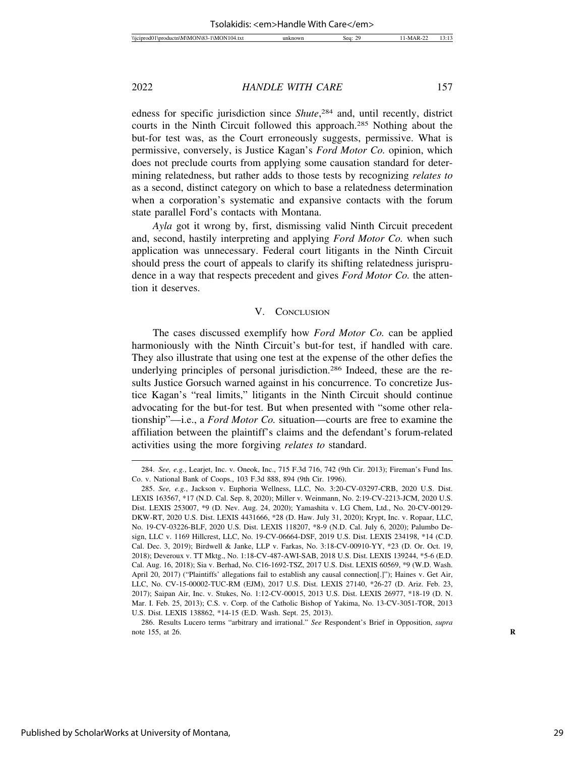edness for specific jurisdiction since *Shute*,[284] and, until recently, district courts in the Ninth Circuit followed this approach.[285] Nothing about the but-for test was, as the Court erroneously suggests, permissive. What is permissive, conversely, is Justice Kagan's *Ford Motor Co.* opinion, which does not preclude courts from applying some causation standard for determining relatedness, but rather adds to those tests by recognizing *relates to* as a second, distinct category on which to base a relatedness determination when a corporation's systematic and expansive contacts with the forum state parallel Ford's contacts with Montana.

*Ayla* got it wrong by, first, dismissing valid Ninth Circuit precedent and, second, hastily interpreting and applying *Ford Motor Co.* when such application was unnecessary. Federal court litigants in the Ninth Circuit should press the court of appeals to clarify its shifting relatedness jurisprudence in a way that respects precedent and gives *Ford Motor Co.* the attention it deserves.

## V. Conclusion

The cases discussed exemplify how *Ford Motor Co.* can be applied harmoniously with the Ninth Circuit's but-for test, if handled with care. They also illustrate that using one test at the expense of the other defies the underlying principles of personal jurisdiction.[286] Indeed, these are the results Justice Gorsuch warned against in his concurrence. To concretize Justice Kagan's "real limits," litigants in the Ninth Circuit should continue advocating for the but-for test. But when presented with "some other relationship"—i.e., a *Ford Motor Co.* situation—courts are free to examine the affiliation between the plaintiff's claims and the defendant's forum-related activities using the more forgiving *relates to* standard.

---

284. *See, e.g.*, Learjet, Inc. v. Oneok, Inc., 715 F.3d 716, 742 (9th Cir. 2013); Fireman's Fund Ins. Co. v. National Bank of Coops., 103 F.3d 888, 894 (9th Cir. 1996).

285. *See, e.g.*, Jackson v. Euphoria Wellness, LLC, No. 3:20-CV-03297-CRB, 2020 U.S. Dist. LEXIS 163567, *17 (N.D. Cal. Sep. 8, 2020); Miller v. Weinmann, No. 2:19-CV-2213-JCM, 2020 U.S. Dist. LEXIS 253007, *9 (D. Nev. Aug. 24, 2020); Yamashita v. LG Chem, Ltd., No. 20-CV-00129-DKW-RT, 2020 U.S. Dist. LEXIS 4431666, *28 (D. Haw. July 31, 2020); Krypt, Inc. v. Ropaar, LLC, No. 19-CV-03226-BLF, 2020 U.S. Dist. LEXIS 118207, *8-9 (N.D. Cal. July 6, 2020); Palumbo Design, LLC v. 1169 Hillcrest, LLC, No. 19-CV-06664-DSF, 2019 U.S. Dist. LEXIS 234198, *14 (C.D. Cal. Dec. 3, 2019); Birdwell & Janke, LLP v. Farkas, No. 3:18-CV-00910-YY, *23 (D. Or. Oct. 19, 2018); Deveroux v. TT Mktg., No. 1:18-CV-487-AWI-SAB, 2018 U.S. Dist. LEXIS 139244, *5-6 (E.D. Cal. Aug. 16, 2018); Sia v. Berhad, No. C16-1692-TSZ, 2017 U.S. Dist. LEXIS 60569, *9 (W.D. Wash. April 20, 2017) ("Plaintiffs' allegations fail to establish any causal connection[.]"); Haines v. Get Air, LLC, No. CV-15-00002-TUC-RM (EJM), 2017 U.S. Dist. LEXIS 27140, *26-27 (D. Ariz. Feb. 23, 2017); Saipan Air, Inc. v. Stukes, No. 1:12-CV-00015, 2013 U.S. Dist. LEXIS 26977, *18-19 (D. N. Mar. I. Feb. 25, 2013); C.S. v. Corp. of the Catholic Bishop of Yakima, No. 13-CV-3051-TOR, 2013 U.S. Dist. LEXIS 138862, *14-15 (E.D. Wash. Sept. 25, 2013).

286. Results Lucero terms "arbitrary and irrational." *See* Respondent's Brief in Opposition, *supra* note 155, at 26.